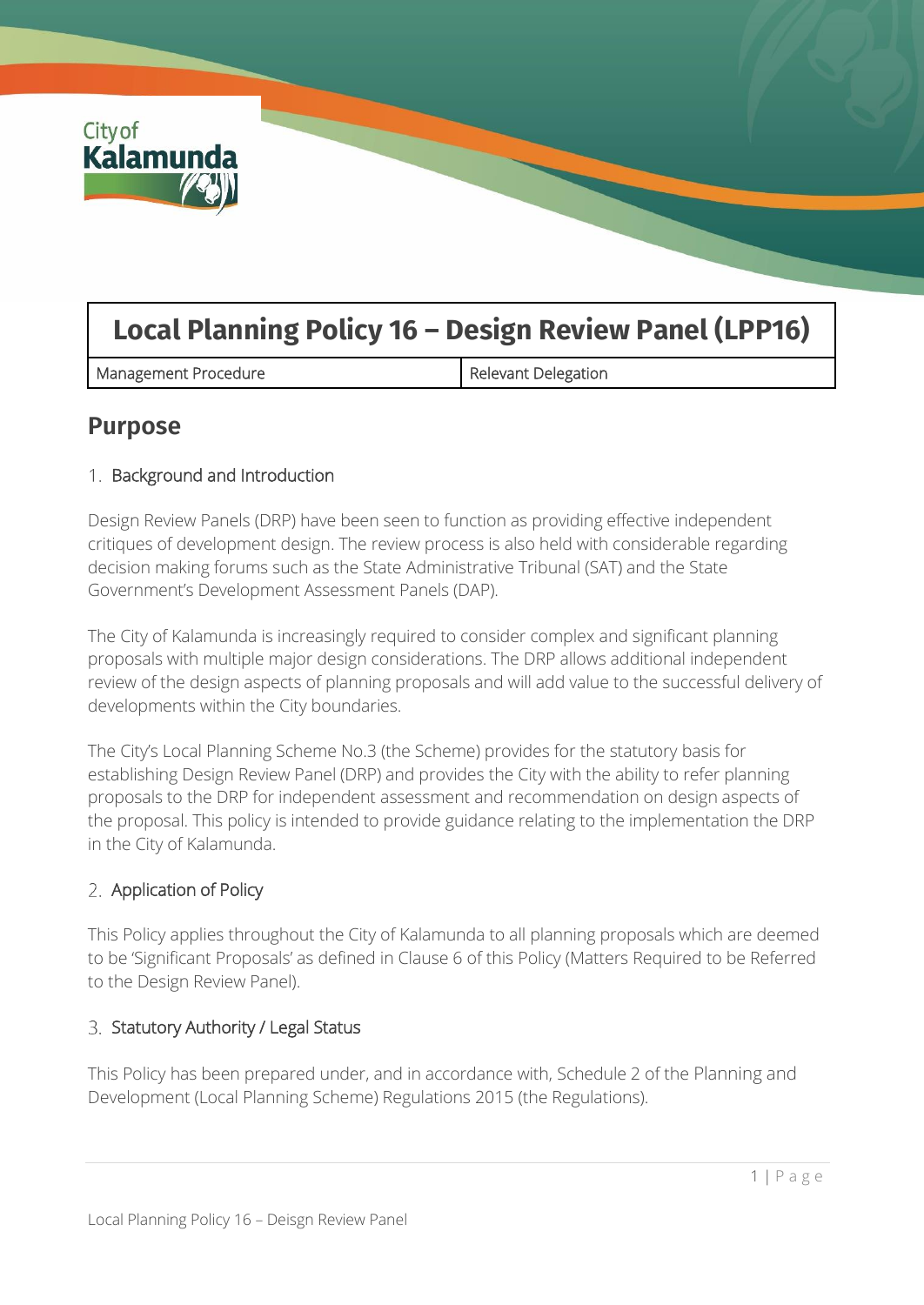# Local Planning Policy 16 – Design Review Panel (LPP16)

| Management Procedure | Relevant Delegation |
| --- | --- |

## Purpose

### 1. Background and Introduction

Design Review Panels (DRP) have been seen to function as providing effective independent critiques of development design. The review process is also held with considerable regarding decision making forums such as the State Administrative Tribunal (SAT) and the State Government's Development Assessment Panels (DAP).

The City of Kalamunda is increasingly required to consider complex and significant planning proposals with multiple major design considerations. The DRP allows additional independent review of the design aspects of planning proposals and will add value to the successful delivery of developments within the City boundaries.

The City's Local Planning Scheme No.3 (the Scheme) provides for the statutory basis for establishing Design Review Panel (DRP) and provides the City with the ability to refer planning proposals to the DRP for independent assessment and recommendation on design aspects of the proposal. This policy is intended to provide guidance relating to the implementation the DRP in the City of Kalamunda.

### 2. Application of Policy

This Policy applies throughout the City of Kalamunda to all planning proposals which are deemed to be 'Significant Proposals' as defined in Clause 6 of this Policy (Matters Required to be Referred to the Design Review Panel).

### 3. Statutory Authority / Legal Status

This Policy has been prepared under, and in accordance with, Schedule 2 of the Planning and Development (Local Planning Scheme) Regulations 2015 (the Regulations).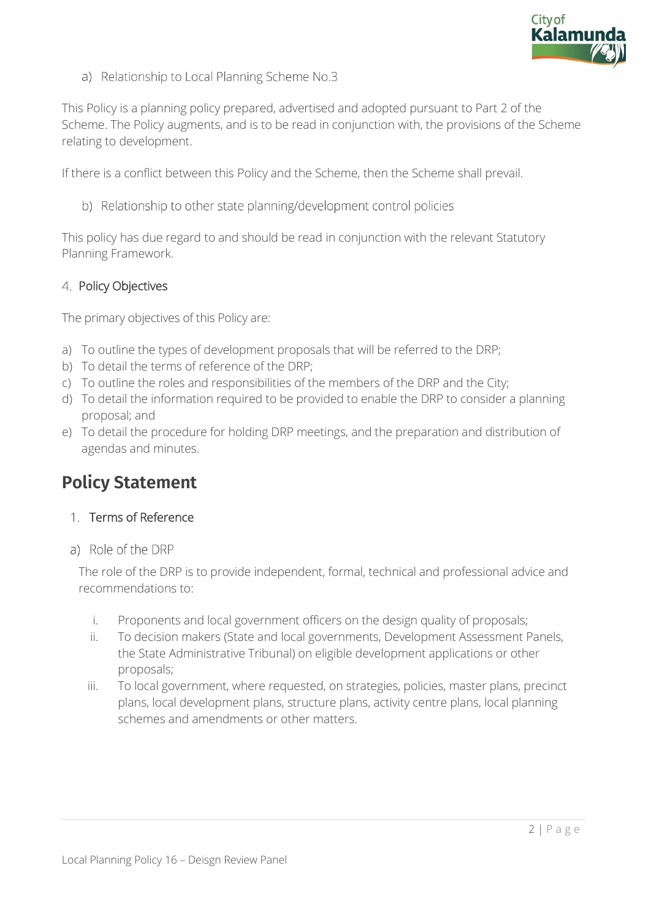a) Relationship to Local Planning Scheme No.3

This Policy is a planning policy prepared, advertised and adopted pursuant to Part 2 of the Scheme. The Policy augments, and is to be read in conjunction with, the provisions of the Scheme relating to development.

If there is a conflict between this Policy and the Scheme, then the Scheme shall prevail.

b) Relationship to other state planning/development control policies

This policy has due regard to and should be read in conjunction with the relevant Statutory Planning Framework.

### 4. Policy Objectives

The primary objectives of this Policy are:

a) To outline the types of development proposals that will be referred to the DRP;
b) To detail the terms of reference of the DRP;
c) To outline the roles and responsibilities of the members of the DRP and the City;
d) To detail the information required to be provided to enable the DRP to consider a planning proposal; and
e) To detail the procedure for holding DRP meetings, and the preparation and distribution of agendas and minutes.

## Policy Statement

### 1. Terms of Reference

a) Role of the DRP

The role of the DRP is to provide independent, formal, technical and professional advice and recommendations to:

i. Proponents and local government officers on the design quality of proposals;
ii. To decision makers (State and local governments, Development Assessment Panels, the State Administrative Tribunal) on eligible development applications or other proposals;
iii. To local government, where requested, on strategies, policies, master plans, precinct plans, local development plans, structure plans, activity centre plans, local planning schemes and amendments or other matters.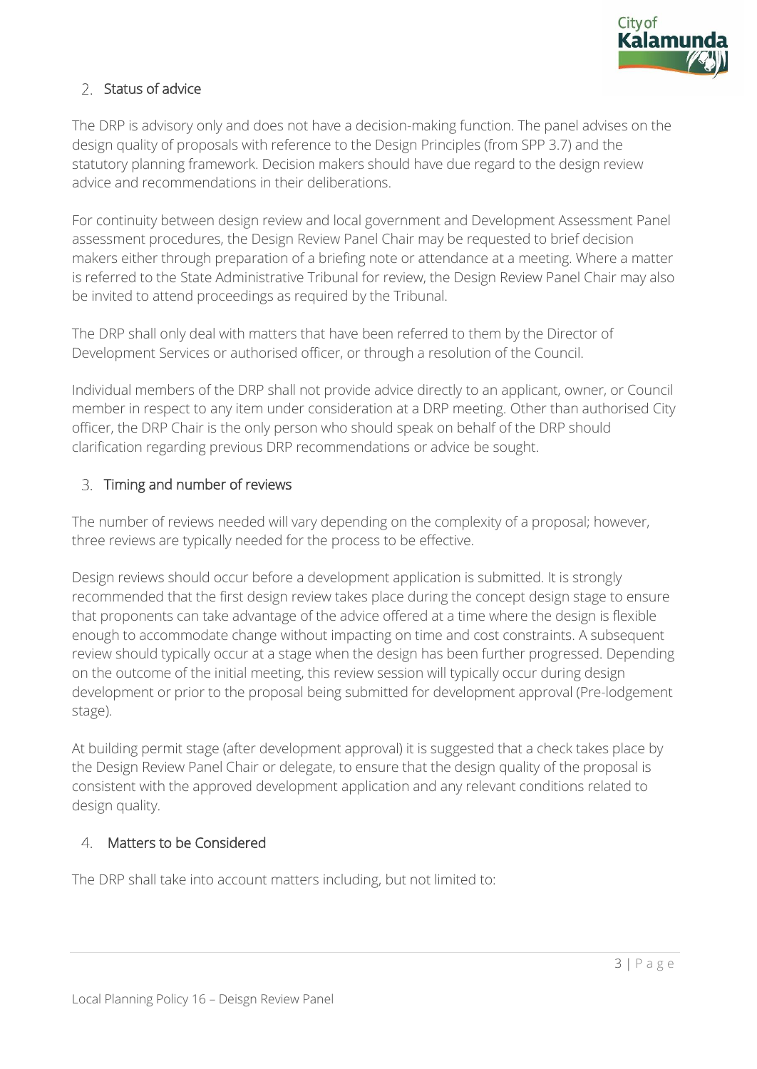## 2. Status of advice

The DRP is advisory only and does not have a decision-making function. The panel advises on the design quality of proposals with reference to the Design Principles (from SPP 3.7) and the statutory planning framework. Decision makers should have due regard to the design review advice and recommendations in their deliberations.

For continuity between design review and local government and Development Assessment Panel assessment procedures, the Design Review Panel Chair may be requested to brief decision makers either through preparation of a briefing note or attendance at a meeting. Where a matter is referred to the State Administrative Tribunal for review, the Design Review Panel Chair may also be invited to attend proceedings as required by the Tribunal.

The DRP shall only deal with matters that have been referred to them by the Director of Development Services or authorised officer, or through a resolution of the Council.

Individual members of the DRP shall not provide advice directly to an applicant, owner, or Council member in respect to any item under consideration at a DRP meeting. Other than authorised City officer, the DRP Chair is the only person who should speak on behalf of the DRP should clarification regarding previous DRP recommendations or advice be sought.

## 3. Timing and number of reviews

The number of reviews needed will vary depending on the complexity of a proposal; however, three reviews are typically needed for the process to be effective.

Design reviews should occur before a development application is submitted. It is strongly recommended that the first design review takes place during the concept design stage to ensure that proponents can take advantage of the advice offered at a time where the design is flexible enough to accommodate change without impacting on time and cost constraints. A subsequent review should typically occur at a stage when the design has been further progressed. Depending on the outcome of the initial meeting, this review session will typically occur during design development or prior to the proposal being submitted for development approval (Pre-lodgement stage).

At building permit stage (after development approval) it is suggested that a check takes place by the Design Review Panel Chair or delegate, to ensure that the design quality of the proposal is consistent with the approved development application and any relevant conditions related to design quality.

## 4. Matters to be Considered

The DRP shall take into account matters including, but not limited to: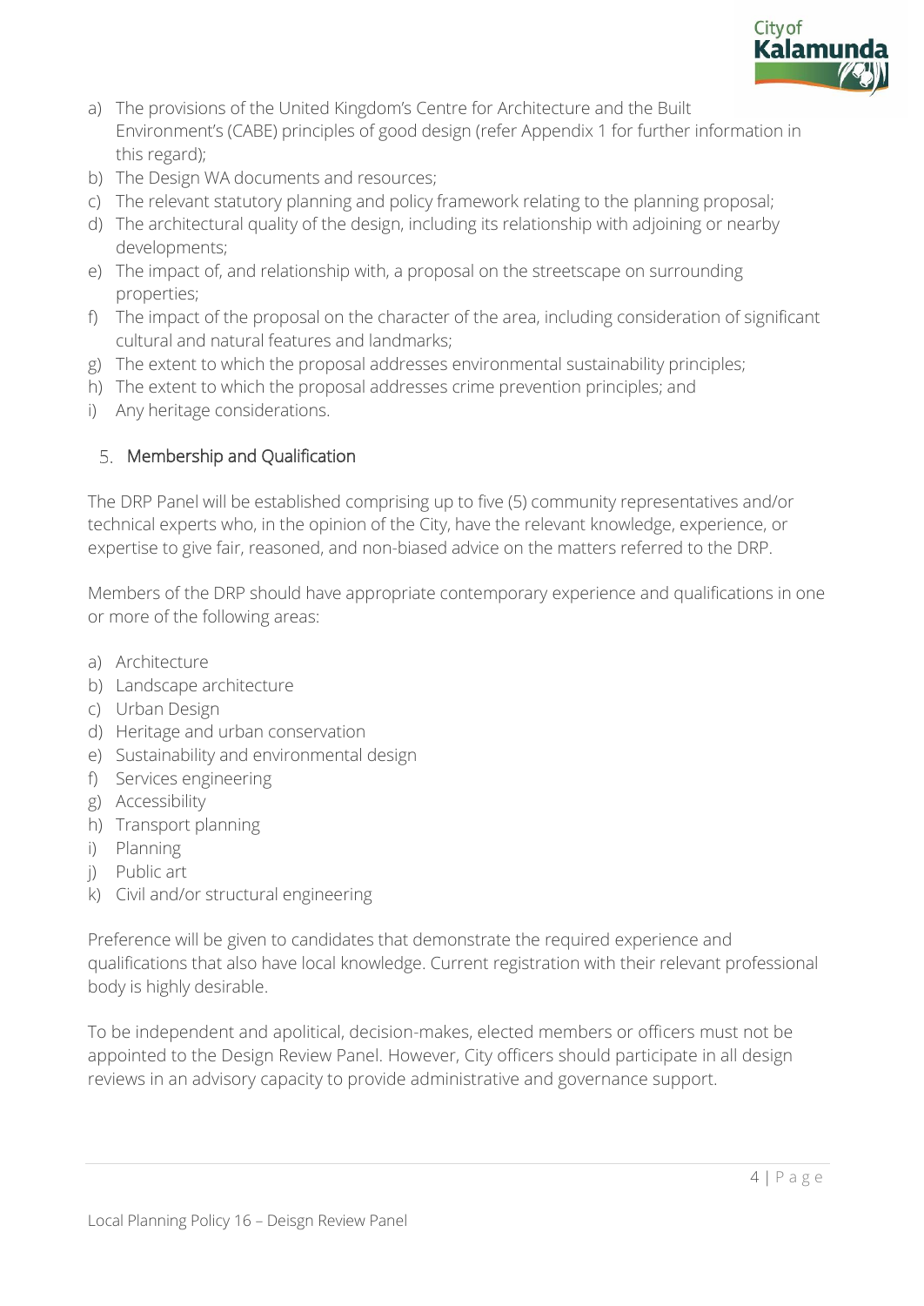a) The provisions of the United Kingdom's Centre for Architecture and the Built Environment's (CABE) principles of good design (refer Appendix 1 for further information in this regard);
b) The Design WA documents and resources;
c) The relevant statutory planning and policy framework relating to the planning proposal;
d) The architectural quality of the design, including its relationship with adjoining or nearby developments;
e) The impact of, and relationship with, a proposal on the streetscape on surrounding properties;
f) The impact of the proposal on the character of the area, including consideration of significant cultural and natural features and landmarks;
g) The extent to which the proposal addresses environmental sustainability principles;
h) The extent to which the proposal addresses crime prevention principles; and
i) Any heritage considerations.

## 5. Membership and Qualification

The DRP Panel will be established comprising up to five (5) community representatives and/or technical experts who, in the opinion of the City, have the relevant knowledge, experience, or expertise to give fair, reasoned, and non-biased advice on the matters referred to the DRP.

Members of the DRP should have appropriate contemporary experience and qualifications in one or more of the following areas:

a) Architecture
b) Landscape architecture
c) Urban Design
d) Heritage and urban conservation
e) Sustainability and environmental design
f) Services engineering
g) Accessibility
h) Transport planning
i) Planning
j) Public art
k) Civil and/or structural engineering

Preference will be given to candidates that demonstrate the required experience and qualifications that also have local knowledge. Current registration with their relevant professional body is highly desirable.

To be independent and apolitical, decision-makes, elected members or officers must not be appointed to the Design Review Panel. However, City officers should participate in all design reviews in an advisory capacity to provide administrative and governance support.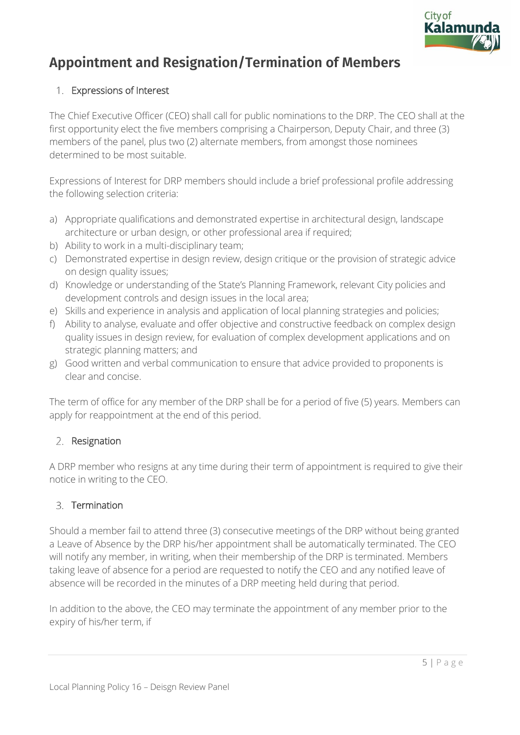# Appointment and Resignation/Termination of Members

1. Expressions of Interest

The Chief Executive Officer (CEO) shall call for public nominations to the DRP. The CEO shall at the first opportunity elect the five members comprising a Chairperson, Deputy Chair, and three (3) members of the panel, plus two (2) alternate members, from amongst those nominees determined to be most suitable.

Expressions of Interest for DRP members should include a brief professional profile addressing the following selection criteria:

a) Appropriate qualifications and demonstrated expertise in architectural design, landscape architecture or urban design, or other professional area if required;
b) Ability to work in a multi-disciplinary team;
c) Demonstrated expertise in design review, design critique or the provision of strategic advice on design quality issues;
d) Knowledge or understanding of the State's Planning Framework, relevant City policies and development controls and design issues in the local area;
e) Skills and experience in analysis and application of local planning strategies and policies;
f) Ability to analyse, evaluate and offer objective and constructive feedback on complex design quality issues in design review, for evaluation of complex development applications and on strategic planning matters; and
g) Good written and verbal communication to ensure that advice provided to proponents is clear and concise.

The term of office for any member of the DRP shall be for a period of five (5) years. Members can apply for reappointment at the end of this period.

2. Resignation

A DRP member who resigns at any time during their term of appointment is required to give their notice in writing to the CEO.

3. Termination

Should a member fail to attend three (3) consecutive meetings of the DRP without being granted a Leave of Absence by the DRP his/her appointment shall be automatically terminated. The CEO will notify any member, in writing, when their membership of the DRP is terminated. Members taking leave of absence for a period are requested to notify the CEO and any notified leave of absence will be recorded in the minutes of a DRP meeting held during that period.

In addition to the above, the CEO may terminate the appointment of any member prior to the expiry of his/her term, if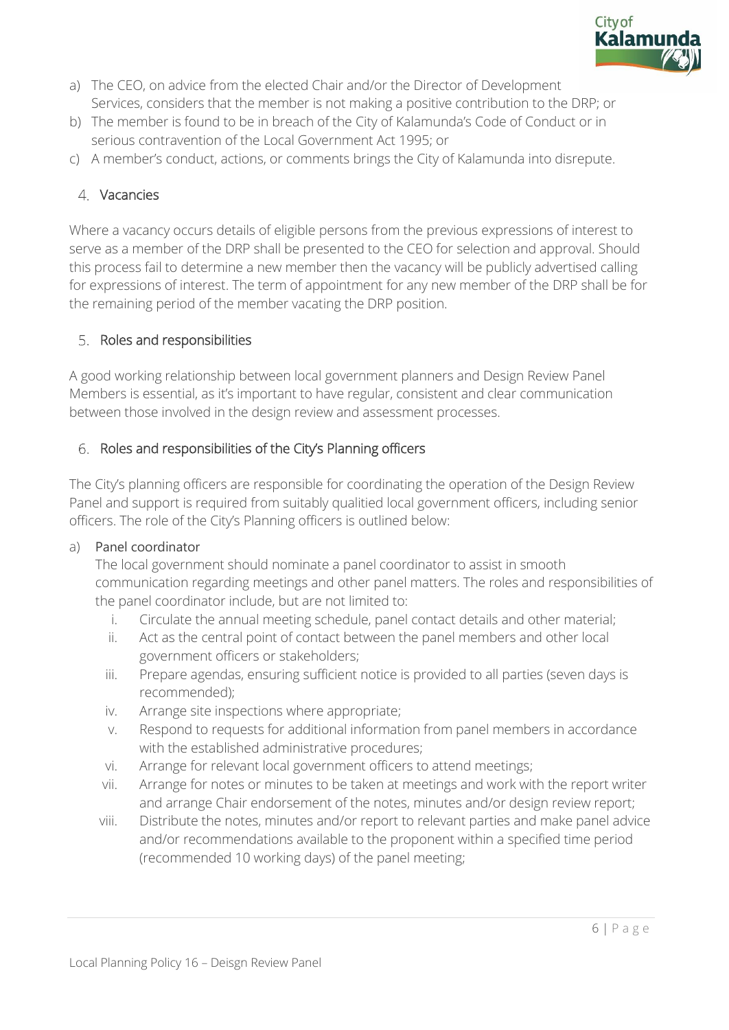a) The CEO, on advice from the elected Chair and/or the Director of Development Services, considers that the member is not making a positive contribution to the DRP; or
b) The member is found to be in breach of the City of Kalamunda's Code of Conduct or in serious contravention of the Local Government Act 1995; or
c) A member's conduct, actions, or comments brings the City of Kalamunda into disrepute.

## 4. Vacancies

Where a vacancy occurs details of eligible persons from the previous expressions of interest to serve as a member of the DRP shall be presented to the CEO for selection and approval. Should this process fail to determine a new member then the vacancy will be publicly advertised calling for expressions of interest. The term of appointment for any new member of the DRP shall be for the remaining period of the member vacating the DRP position.

## 5. Roles and responsibilities

A good working relationship between local government planners and Design Review Panel Members is essential, as it's important to have regular, consistent and clear communication between those involved in the design review and assessment processes.

## 6. Roles and responsibilities of the City's Planning officers

The City's planning officers are responsible for coordinating the operation of the Design Review Panel and support is required from suitably qualitied local government officers, including senior officers. The role of the City's Planning officers is outlined below:

a) Panel coordinator

The local government should nominate a panel coordinator to assist in smooth communication regarding meetings and other panel matters. The roles and responsibilities of the panel coordinator include, but are not limited to:

i. Circulate the annual meeting schedule, panel contact details and other material;
ii. Act as the central point of contact between the panel members and other local government officers or stakeholders;
iii. Prepare agendas, ensuring sufficient notice is provided to all parties (seven days is recommended);
iv. Arrange site inspections where appropriate;
v. Respond to requests for additional information from panel members in accordance with the established administrative procedures;
vi. Arrange for relevant local government officers to attend meetings;
vii. Arrange for notes or minutes to be taken at meetings and work with the report writer and arrange Chair endorsement of the notes, minutes and/or design review report;
viii. Distribute the notes, minutes and/or report to relevant parties and make panel advice and/or recommendations available to the proponent within a specified time period (recommended 10 working days) of the panel meeting;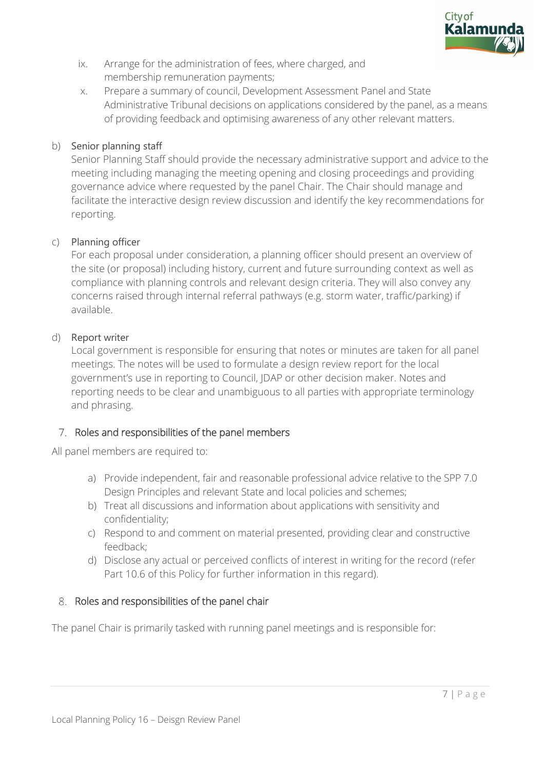ix. Arrange for the administration of fees, where charged, and membership remuneration payments;

x. Prepare a summary of council, Development Assessment Panel and State Administrative Tribunal decisions on applications considered by the panel, as a means of providing feedback and optimising awareness of any other relevant matters.

b) Senior planning staff

Senior Planning Staff should provide the necessary administrative support and advice to the meeting including managing the meeting opening and closing proceedings and providing governance advice where requested by the panel Chair. The Chair should manage and facilitate the interactive design review discussion and identify the key recommendations for reporting.

c) Planning officer

For each proposal under consideration, a planning officer should present an overview of the site (or proposal) including history, current and future surrounding context as well as compliance with planning controls and relevant design criteria. They will also convey any concerns raised through internal referral pathways (e.g. storm water, traffic/parking) if available.

d) Report writer

Local government is responsible for ensuring that notes or minutes are taken for all panel meetings. The notes will be used to formulate a design review report for the local government's use in reporting to Council, JDAP or other decision maker. Notes and reporting needs to be clear and unambiguous to all parties with appropriate terminology and phrasing.

## 7. Roles and responsibilities of the panel members

All panel members are required to:

a) Provide independent, fair and reasonable professional advice relative to the SPP 7.0 Design Principles and relevant State and local policies and schemes;
b) Treat all discussions and information about applications with sensitivity and confidentiality;
c) Respond to and comment on material presented, providing clear and constructive feedback;
d) Disclose any actual or perceived conflicts of interest in writing for the record (refer Part 10.6 of this Policy for further information in this regard).

## 8. Roles and responsibilities of the panel chair

The panel Chair is primarily tasked with running panel meetings and is responsible for: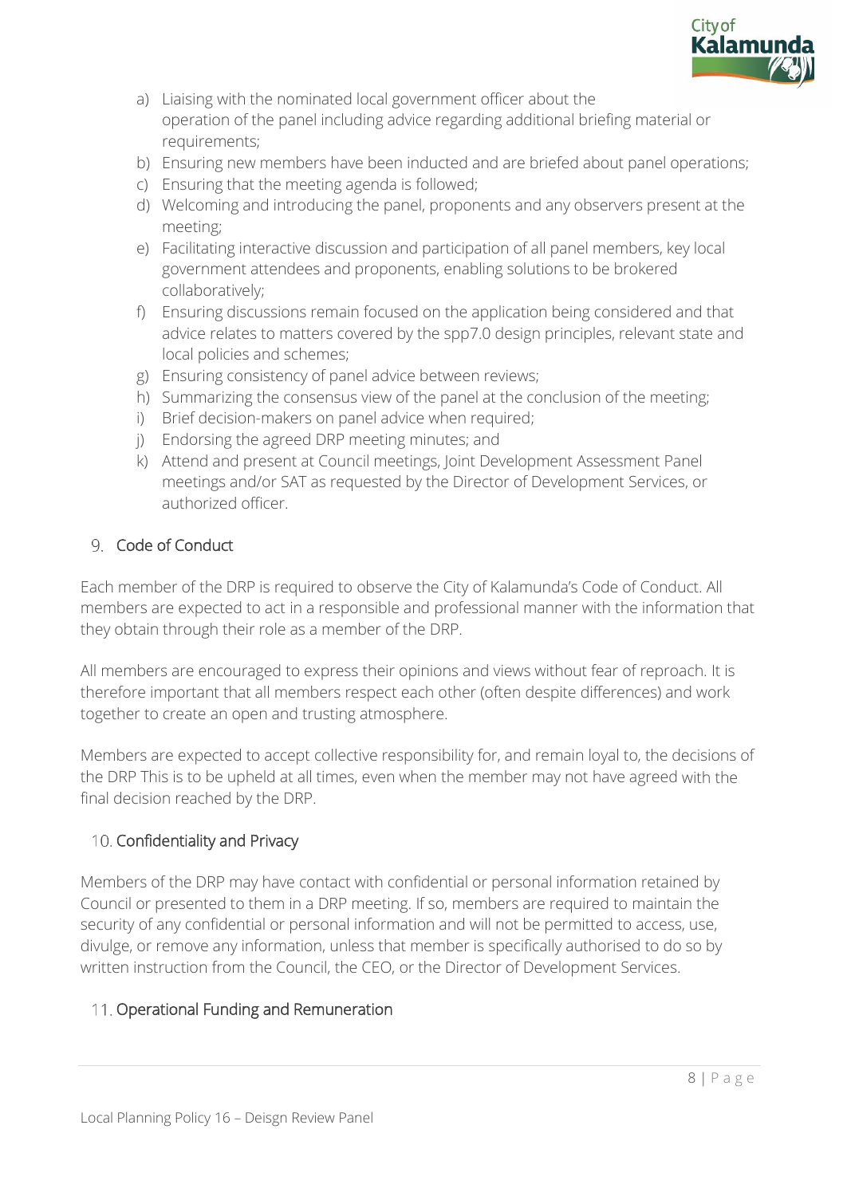a) Liaising with the nominated local government officer about the operation of the panel including advice regarding additional briefing material or requirements;
b) Ensuring new members have been inducted and are briefed about panel operations;
c) Ensuring that the meeting agenda is followed;
d) Welcoming and introducing the panel, proponents and any observers present at the meeting;
e) Facilitating interactive discussion and participation of all panel members, key local government attendees and proponents, enabling solutions to be brokered collaboratively;
f) Ensuring discussions remain focused on the application being considered and that advice relates to matters covered by the spp7.0 design principles, relevant state and local policies and schemes;
g) Ensuring consistency of panel advice between reviews;
h) Summarizing the consensus view of the panel at the conclusion of the meeting;
i) Brief decision-makers on panel advice when required;
j) Endorsing the agreed DRP meeting minutes; and
k) Attend and present at Council meetings, Joint Development Assessment Panel meetings and/or SAT as requested by the Director of Development Services, or authorized officer.

## 9. Code of Conduct

Each member of the DRP is required to observe the City of Kalamunda's Code of Conduct. All members are expected to act in a responsible and professional manner with the information that they obtain through their role as a member of the DRP.

All members are encouraged to express their opinions and views without fear of reproach. It is therefore important that all members respect each other (often despite differences) and work together to create an open and trusting atmosphere.

Members are expected to accept collective responsibility for, and remain loyal to, the decisions of the DRP This is to be upheld at all times, even when the member may not have agreed with the final decision reached by the DRP.

## 10. Confidentiality and Privacy

Members of the DRP may have contact with confidential or personal information retained by Council or presented to them in a DRP meeting. If so, members are required to maintain the security of any confidential or personal information and will not be permitted to access, use, divulge, or remove any information, unless that member is specifically authorised to do so by written instruction from the Council, the CEO, or the Director of Development Services.

## 11. Operational Funding and Remuneration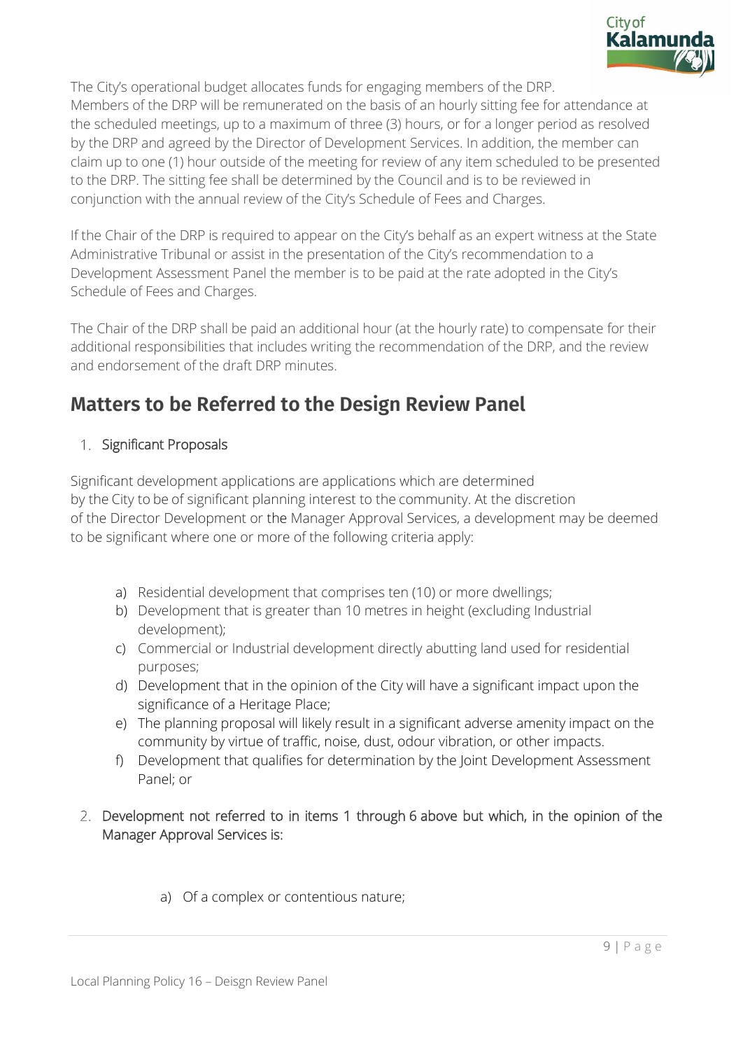The City's operational budget allocates funds for engaging members of the DRP. Members of the DRP will be remunerated on the basis of an hourly sitting fee for attendance at the scheduled meetings, up to a maximum of three (3) hours, or for a longer period as resolved by the DRP and agreed by the Director of Development Services. In addition, the member can claim up to one (1) hour outside of the meeting for review of any item scheduled to be presented to the DRP. The sitting fee shall be determined by the Council and is to be reviewed in conjunction with the annual review of the City's Schedule of Fees and Charges.

If the Chair of the DRP is required to appear on the City's behalf as an expert witness at the State Administrative Tribunal or assist in the presentation of the City's recommendation to a Development Assessment Panel the member is to be paid at the rate adopted in the City's Schedule of Fees and Charges.

The Chair of the DRP shall be paid an additional hour (at the hourly rate) to compensate for their additional responsibilities that includes writing the recommendation of the DRP, and the review and endorsement of the draft DRP minutes.

## Matters to be Referred to the Design Review Panel

1. Significant Proposals

Significant development applications are applications which are determined by the City to be of significant planning interest to the community. At the discretion of the Director Development or the Manager Approval Services, a development may be deemed to be significant where one or more of the following criteria apply:

   a) Residential development that comprises ten (10) or more dwellings;
   b) Development that is greater than 10 metres in height (excluding Industrial development);
   c) Commercial or Industrial development directly abutting land used for residential purposes;
   d) Development that in the opinion of the City will have a significant impact upon the significance of a Heritage Place;
   e) The planning proposal will likely result in a significant adverse amenity impact on the community by virtue of traffic, noise, dust, odour vibration, or other impacts.
   f) Development that qualifies for determination by the Joint Development Assessment Panel; or

2. Development not referred to in items 1 through 6 above but which, in the opinion of the Manager Approval Services is:

   a) Of a complex or contentious nature;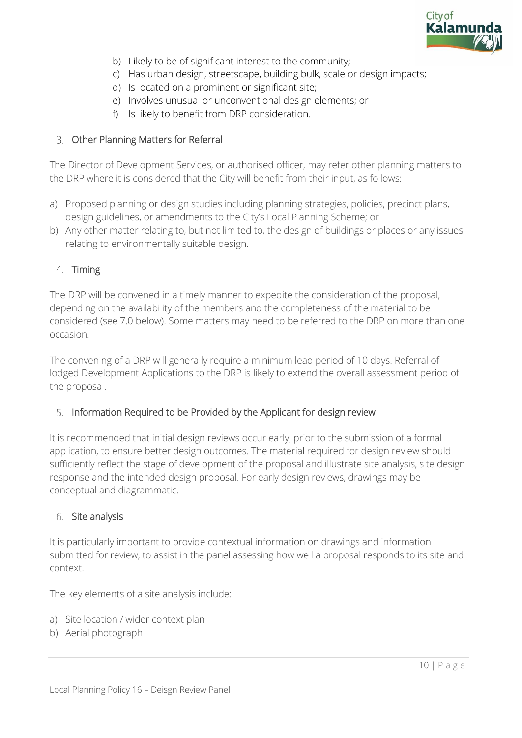b) Likely to be of significant interest to the community;
c) Has urban design, streetscape, building bulk, scale or design impacts;
d) Is located on a prominent or significant site;
e) Involves unusual or unconventional design elements; or
f) Is likely to benefit from DRP consideration.

## 3. Other Planning Matters for Referral

The Director of Development Services, or authorised officer, may refer other planning matters to the DRP where it is considered that the City will benefit from their input, as follows:

a) Proposed planning or design studies including planning strategies, policies, precinct plans, design guidelines, or amendments to the City's Local Planning Scheme; or
b) Any other matter relating to, but not limited to, the design of buildings or places or any issues relating to environmentally suitable design.

## 4. Timing

The DRP will be convened in a timely manner to expedite the consideration of the proposal, depending on the availability of the members and the completeness of the material to be considered (see 7.0 below). Some matters may need to be referred to the DRP on more than one occasion.

The convening of a DRP will generally require a minimum lead period of 10 days. Referral of lodged Development Applications to the DRP is likely to extend the overall assessment period of the proposal.

## 5. Information Required to be Provided by the Applicant for design review

It is recommended that initial design reviews occur early, prior to the submission of a formal application, to ensure better design outcomes. The material required for design review should sufficiently reflect the stage of development of the proposal and illustrate site analysis, site design response and the intended design proposal. For early design reviews, drawings may be conceptual and diagrammatic.

## 6. Site analysis

It is particularly important to provide contextual information on drawings and information submitted for review, to assist in the panel assessing how well a proposal responds to its site and context.

The key elements of a site analysis include:

a) Site location / wider context plan
b) Aerial photograph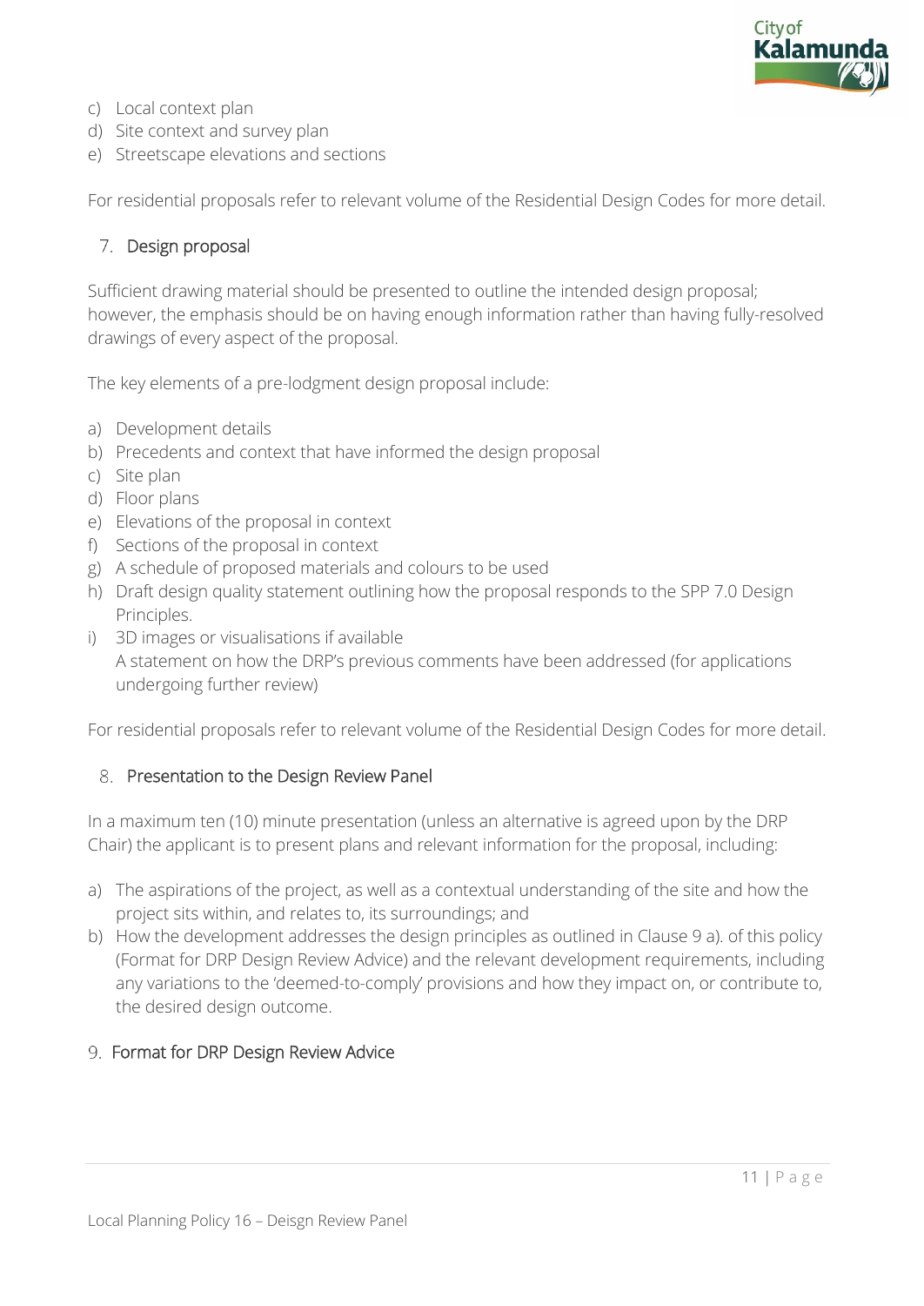c) Local context plan
d) Site context and survey plan
e) Streetscape elevations and sections

For residential proposals refer to relevant volume of the Residential Design Codes for more detail.

## 7. Design proposal

Sufficient drawing material should be presented to outline the intended design proposal; however, the emphasis should be on having enough information rather than having fully-resolved drawings of every aspect of the proposal.

The key elements of a pre-lodgment design proposal include:

a) Development details
b) Precedents and context that have informed the design proposal
c) Site plan
d) Floor plans
e) Elevations of the proposal in context
f) Sections of the proposal in context
g) A schedule of proposed materials and colours to be used
h) Draft design quality statement outlining how the proposal responds to the SPP 7.0 Design Principles.
i) 3D images or visualisations if available
   A statement on how the DRP's previous comments have been addressed (for applications undergoing further review)

For residential proposals refer to relevant volume of the Residential Design Codes for more detail.

## 8. Presentation to the Design Review Panel

In a maximum ten (10) minute presentation (unless an alternative is agreed upon by the DRP Chair) the applicant is to present plans and relevant information for the proposal, including:

a) The aspirations of the project, as well as a contextual understanding of the site and how the project sits within, and relates to, its surroundings; and
b) How the development addresses the design principles as outlined in Clause 9 a). of this policy (Format for DRP Design Review Advice) and the relevant development requirements, including any variations to the 'deemed-to-comply' provisions and how they impact on, or contribute to, the desired design outcome.

## 9. Format for DRP Design Review Advice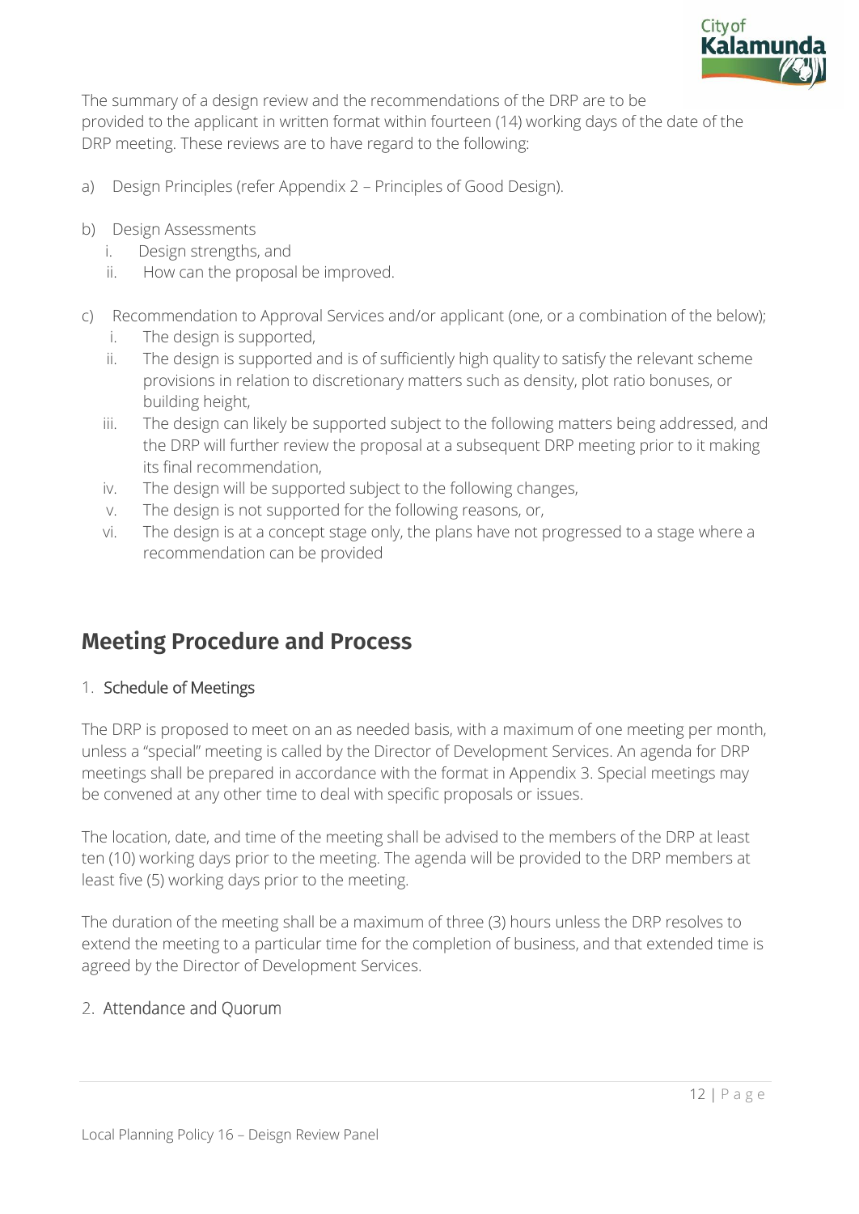The summary of a design review and the recommendations of the DRP are to be provided to the applicant in written format within fourteen (14) working days of the date of the DRP meeting. These reviews are to have regard to the following:

a) Design Principles (refer Appendix 2 – Principles of Good Design).

b) Design Assessments
   i. Design strengths, and
   ii. How can the proposal be improved.

c) Recommendation to Approval Services and/or applicant (one, or a combination of the below);
   i. The design is supported,
   ii. The design is supported and is of sufficiently high quality to satisfy the relevant scheme provisions in relation to discretionary matters such as density, plot ratio bonuses, or building height,
   iii. The design can likely be supported subject to the following matters being addressed, and the DRP will further review the proposal at a subsequent DRP meeting prior to it making its final recommendation,
   iv. The design will be supported subject to the following changes,
   v. The design is not supported for the following reasons, or,
   vi. The design is at a concept stage only, the plans have not progressed to a stage where a recommendation can be provided

## Meeting Procedure and Process

### 1. Schedule of Meetings

The DRP is proposed to meet on an as needed basis, with a maximum of one meeting per month, unless a "special" meeting is called by the Director of Development Services. An agenda for DRP meetings shall be prepared in accordance with the format in Appendix 3. Special meetings may be convened at any other time to deal with specific proposals or issues.

The location, date, and time of the meeting shall be advised to the members of the DRP at least ten (10) working days prior to the meeting. The agenda will be provided to the DRP members at least five (5) working days prior to the meeting.

The duration of the meeting shall be a maximum of three (3) hours unless the DRP resolves to extend the meeting to a particular time for the completion of business, and that extended time is agreed by the Director of Development Services.

### 2. Attendance and Quorum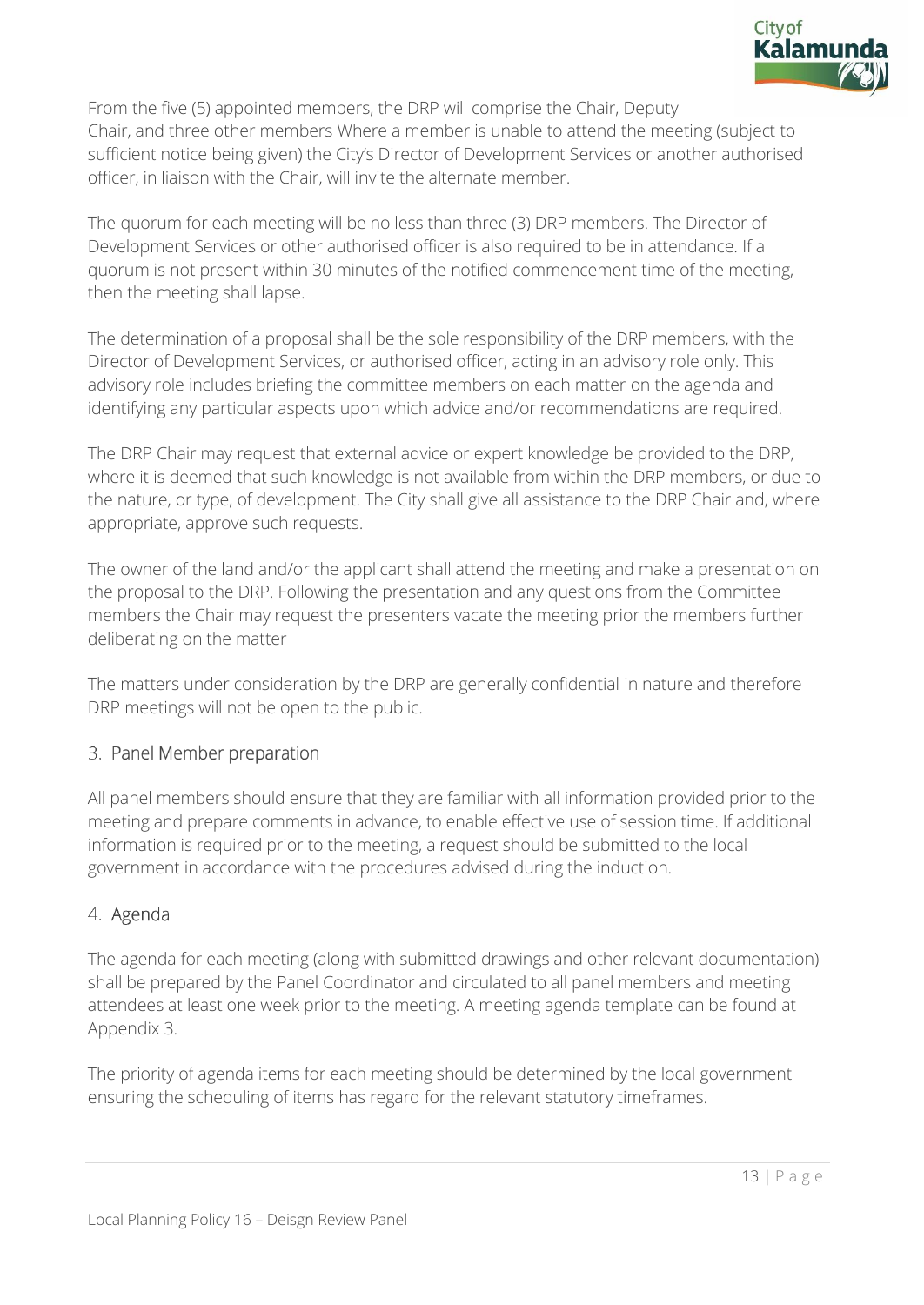From the five (5) appointed members, the DRP will comprise the Chair, Deputy Chair, and three other members Where a member is unable to attend the meeting (subject to sufficient notice being given) the City's Director of Development Services or another authorised officer, in liaison with the Chair, will invite the alternate member.

The quorum for each meeting will be no less than three (3) DRP members. The Director of Development Services or other authorised officer is also required to be in attendance. If a quorum is not present within 30 minutes of the notified commencement time of the meeting, then the meeting shall lapse.

The determination of a proposal shall be the sole responsibility of the DRP members, with the Director of Development Services, or authorised officer, acting in an advisory role only. This advisory role includes briefing the committee members on each matter on the agenda and identifying any particular aspects upon which advice and/or recommendations are required.

The DRP Chair may request that external advice or expert knowledge be provided to the DRP, where it is deemed that such knowledge is not available from within the DRP members, or due to the nature, or type, of development. The City shall give all assistance to the DRP Chair and, where appropriate, approve such requests.

The owner of the land and/or the applicant shall attend the meeting and make a presentation on the proposal to the DRP. Following the presentation and any questions from the Committee members the Chair may request the presenters vacate the meeting prior the members further deliberating on the matter

The matters under consideration by the DRP are generally confidential in nature and therefore DRP meetings will not be open to the public.

## 3. Panel Member preparation

All panel members should ensure that they are familiar with all information provided prior to the meeting and prepare comments in advance, to enable effective use of session time. If additional information is required prior to the meeting, a request should be submitted to the local government in accordance with the procedures advised during the induction.

## 4. Agenda

The agenda for each meeting (along with submitted drawings and other relevant documentation) shall be prepared by the Panel Coordinator and circulated to all panel members and meeting attendees at least one week prior to the meeting. A meeting agenda template can be found at Appendix 3.

The priority of agenda items for each meeting should be determined by the local government ensuring the scheduling of items has regard for the relevant statutory timeframes.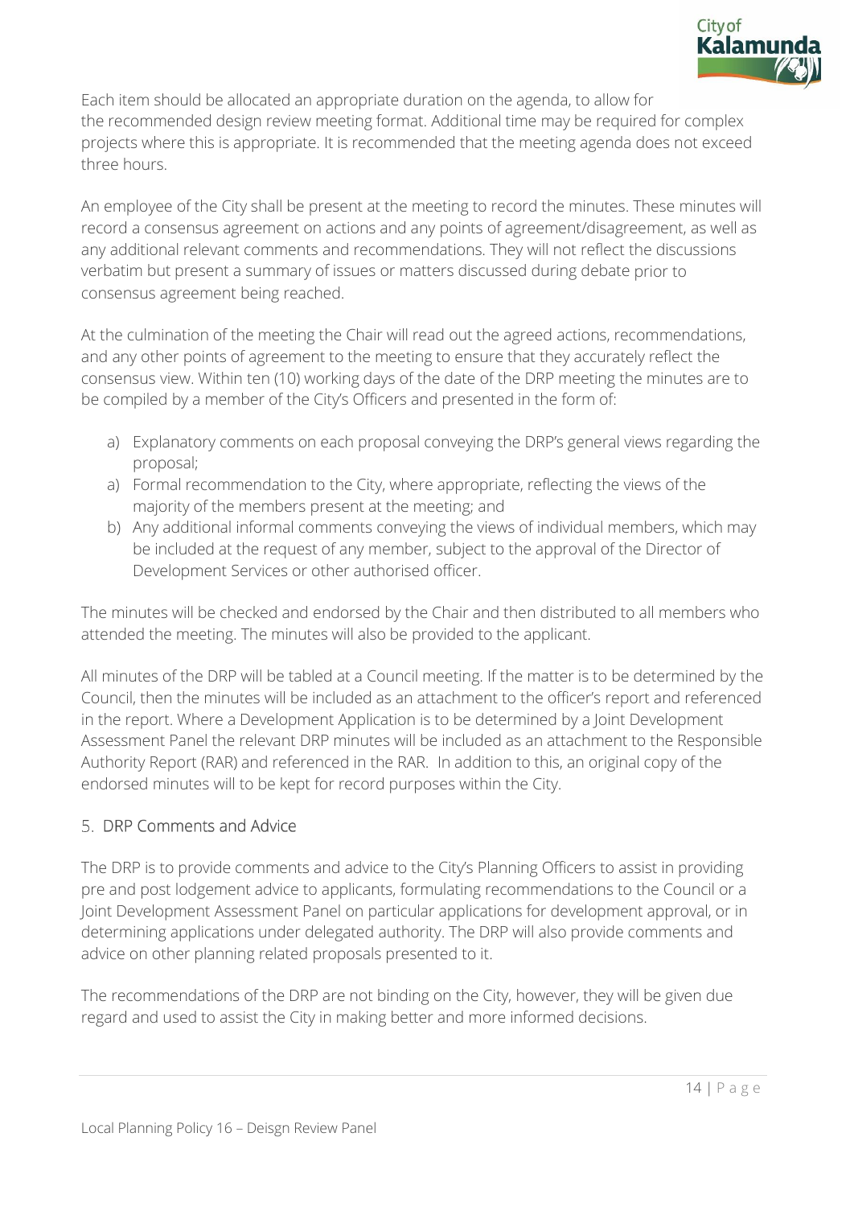Each item should be allocated an appropriate duration on the agenda, to allow for the recommended design review meeting format. Additional time may be required for complex projects where this is appropriate. It is recommended that the meeting agenda does not exceed three hours.

An employee of the City shall be present at the meeting to record the minutes. These minutes will record a consensus agreement on actions and any points of agreement/disagreement, as well as any additional relevant comments and recommendations. They will not reflect the discussions verbatim but present a summary of issues or matters discussed during debate prior to consensus agreement being reached.

At the culmination of the meeting the Chair will read out the agreed actions, recommendations, and any other points of agreement to the meeting to ensure that they accurately reflect the consensus view. Within ten (10) working days of the date of the DRP meeting the minutes are to be compiled by a member of the City's Officers and presented in the form of:

a) Explanatory comments on each proposal conveying the DRP's general views regarding the proposal;
a) Formal recommendation to the City, where appropriate, reflecting the views of the majority of the members present at the meeting; and
b) Any additional informal comments conveying the views of individual members, which may be included at the request of any member, subject to the approval of the Director of Development Services or other authorised officer.

The minutes will be checked and endorsed by the Chair and then distributed to all members who attended the meeting. The minutes will also be provided to the applicant.

All minutes of the DRP will be tabled at a Council meeting. If the matter is to be determined by the Council, then the minutes will be included as an attachment to the officer's report and referenced in the report. Where a Development Application is to be determined by a Joint Development Assessment Panel the relevant DRP minutes will be included as an attachment to the Responsible Authority Report (RAR) and referenced in the RAR. In addition to this, an original copy of the endorsed minutes will to be kept for record purposes within the City.

## 5. DRP Comments and Advice

The DRP is to provide comments and advice to the City's Planning Officers to assist in providing pre and post lodgement advice to applicants, formulating recommendations to the Council or a Joint Development Assessment Panel on particular applications for development approval, or in determining applications under delegated authority. The DRP will also provide comments and advice on other planning related proposals presented to it.

The recommendations of the DRP are not binding on the City, however, they will be given due regard and used to assist the City in making better and more informed decisions.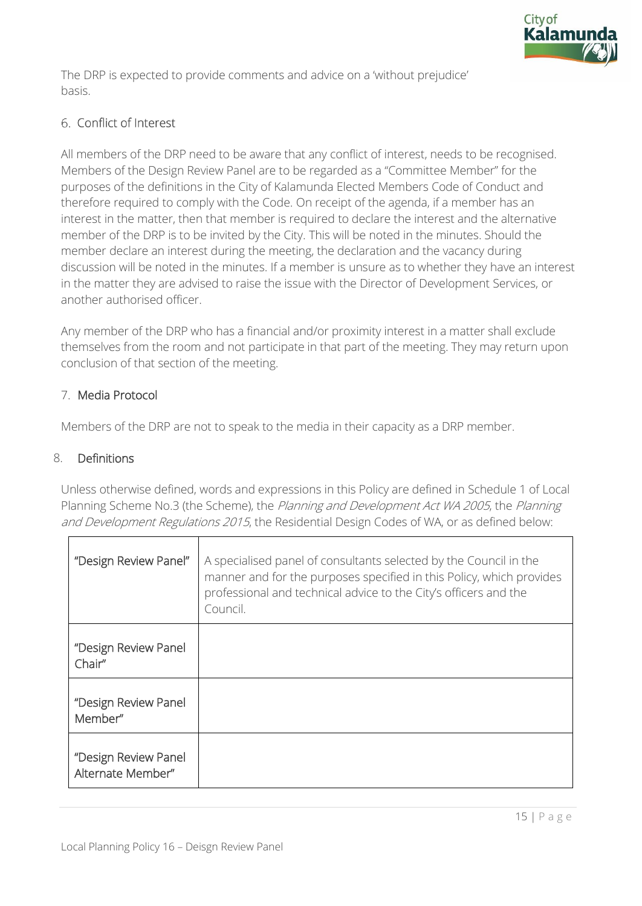The DRP is expected to provide comments and advice on a 'without prejudice' basis.

## 6. Conflict of Interest

All members of the DRP need to be aware that any conflict of interest, needs to be recognised. Members of the Design Review Panel are to be regarded as a "Committee Member" for the purposes of the definitions in the City of Kalamunda Elected Members Code of Conduct and therefore required to comply with the Code. On receipt of the agenda, if a member has an interest in the matter, then that member is required to declare the interest and the alternative member of the DRP is to be invited by the City. This will be noted in the minutes. Should the member declare an interest during the meeting, the declaration and the vacancy during discussion will be noted in the minutes. If a member is unsure as to whether they have an interest in the matter they are advised to raise the issue with the Director of Development Services, or another authorised officer.

Any member of the DRP who has a financial and/or proximity interest in a matter shall exclude themselves from the room and not participate in that part of the meeting. They may return upon conclusion of that section of the meeting.

## 7. Media Protocol

Members of the DRP are not to speak to the media in their capacity as a DRP member.

## 8. Definitions

Unless otherwise defined, words and expressions in this Policy are defined in Schedule 1 of Local Planning Scheme No.3 (the Scheme), the *Planning and Development Act WA 2005*, the *Planning and Development Regulations 2015*, the Residential Design Codes of WA, or as defined below:

| "Design Review Panel" | A specialised panel of consultants selected by the Council in the manner and for the purposes specified in this Policy, which provides professional and technical advice to the City's officers and the Council. |
|---|---|
| "Design Review Panel Chair" | |
| "Design Review Panel Member" | |
| "Design Review Panel Alternate Member" | |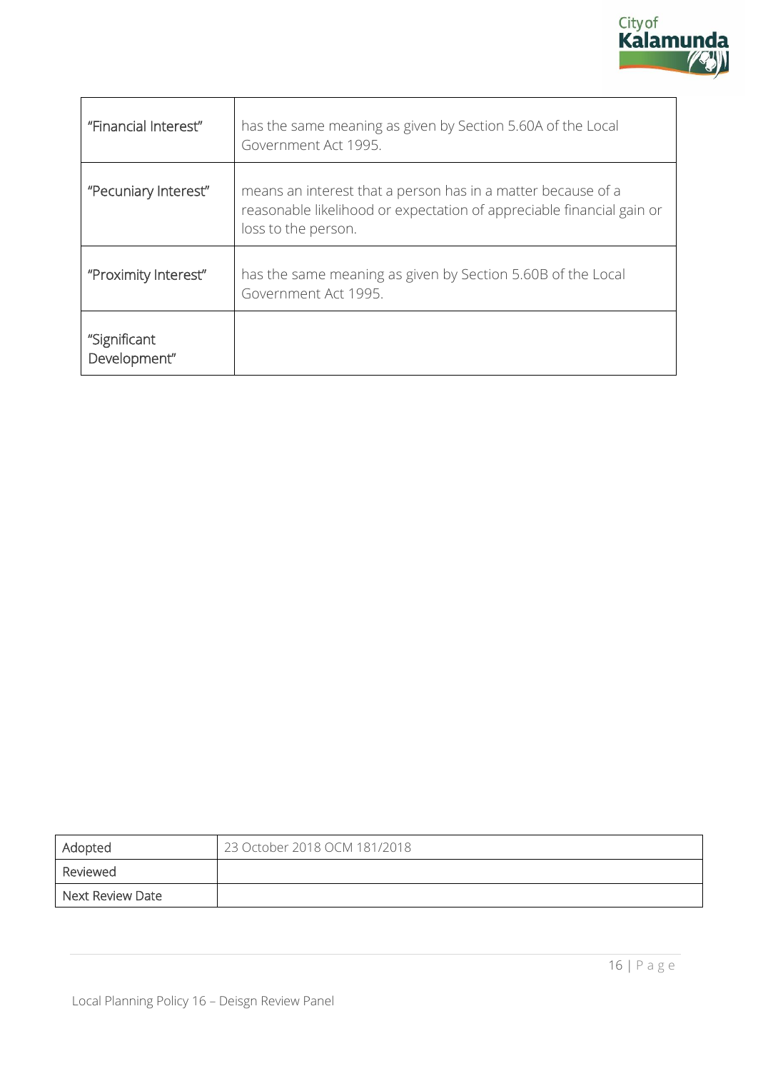| | |
|---|---|
| "Financial Interest" | has the same meaning as given by Section 5.60A of the Local Government Act 1995. |
| "Pecuniary Interest" | means an interest that a person has in a matter because of a reasonable likelihood or expectation of appreciable financial gain or loss to the person. |
| "Proximity Interest" | has the same meaning as given by Section 5.60B of the Local Government Act 1995. |
| "Significant Development" | |

| | |
|---|---|
| Adopted | 23 October 2018 OCM 181/2018 |
| Reviewed | |
| Next Review Date | |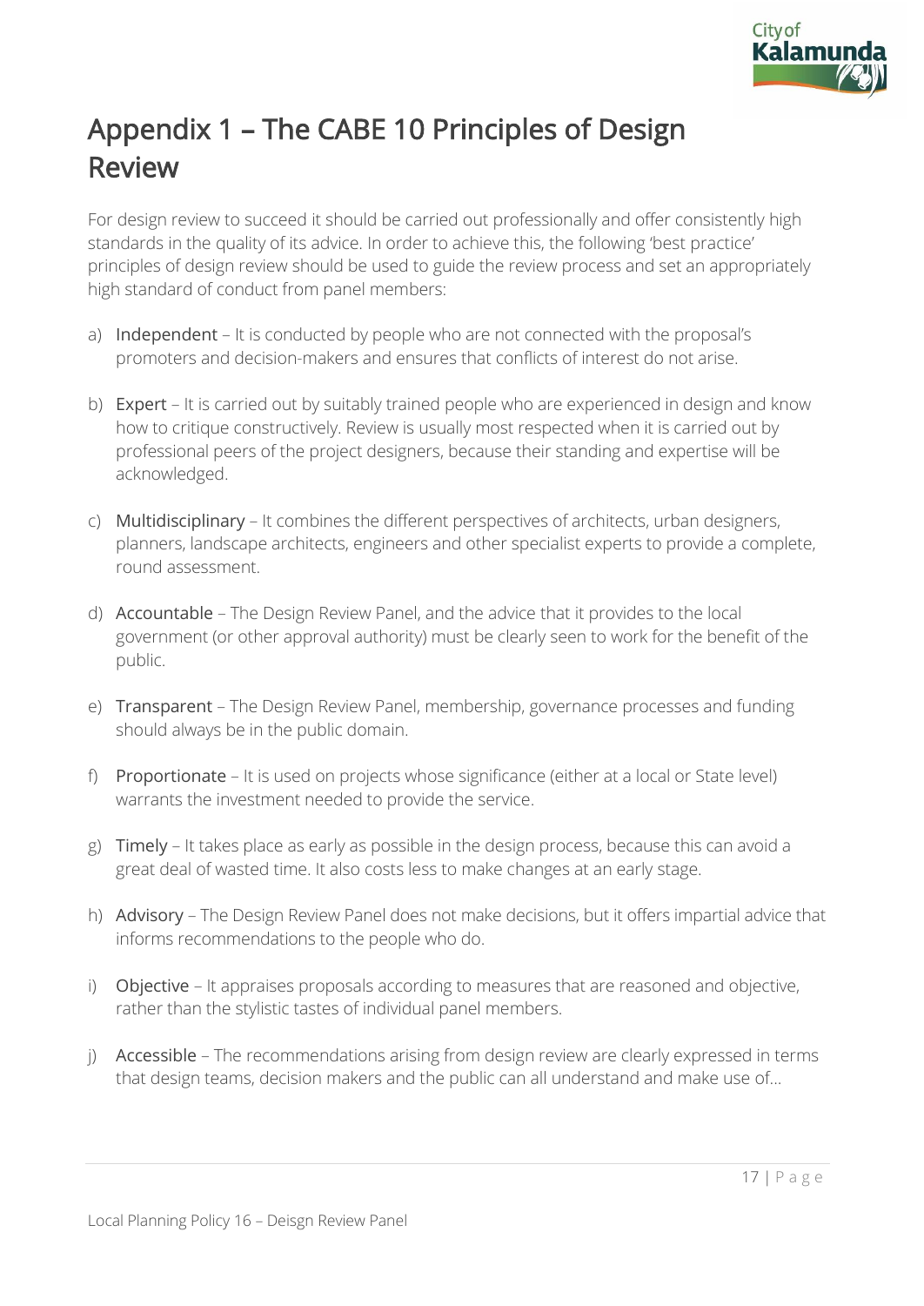# Appendix 1 – The CABE 10 Principles of Design Review

For design review to succeed it should be carried out professionally and offer consistently high standards in the quality of its advice. In order to achieve this, the following 'best practice' principles of design review should be used to guide the review process and set an appropriately high standard of conduct from panel members:

a) Independent – It is conducted by people who are not connected with the proposal's promoters and decision-makers and ensures that conflicts of interest do not arise.

b) Expert – It is carried out by suitably trained people who are experienced in design and know how to critique constructively. Review is usually most respected when it is carried out by professional peers of the project designers, because their standing and expertise will be acknowledged.

c) Multidisciplinary – It combines the different perspectives of architects, urban designers, planners, landscape architects, engineers and other specialist experts to provide a complete, round assessment.

d) Accountable – The Design Review Panel, and the advice that it provides to the local government (or other approval authority) must be clearly seen to work for the benefit of the public.

e) Transparent – The Design Review Panel, membership, governance processes and funding should always be in the public domain.

f) Proportionate – It is used on projects whose significance (either at a local or State level) warrants the investment needed to provide the service.

g) Timely – It takes place as early as possible in the design process, because this can avoid a great deal of wasted time. It also costs less to make changes at an early stage.

h) Advisory – The Design Review Panel does not make decisions, but it offers impartial advice that informs recommendations to the people who do.

i) Objective – It appraises proposals according to measures that are reasoned and objective, rather than the stylistic tastes of individual panel members.

j) Accessible – The recommendations arising from design review are clearly expressed in terms that design teams, decision makers and the public can all understand and make use of…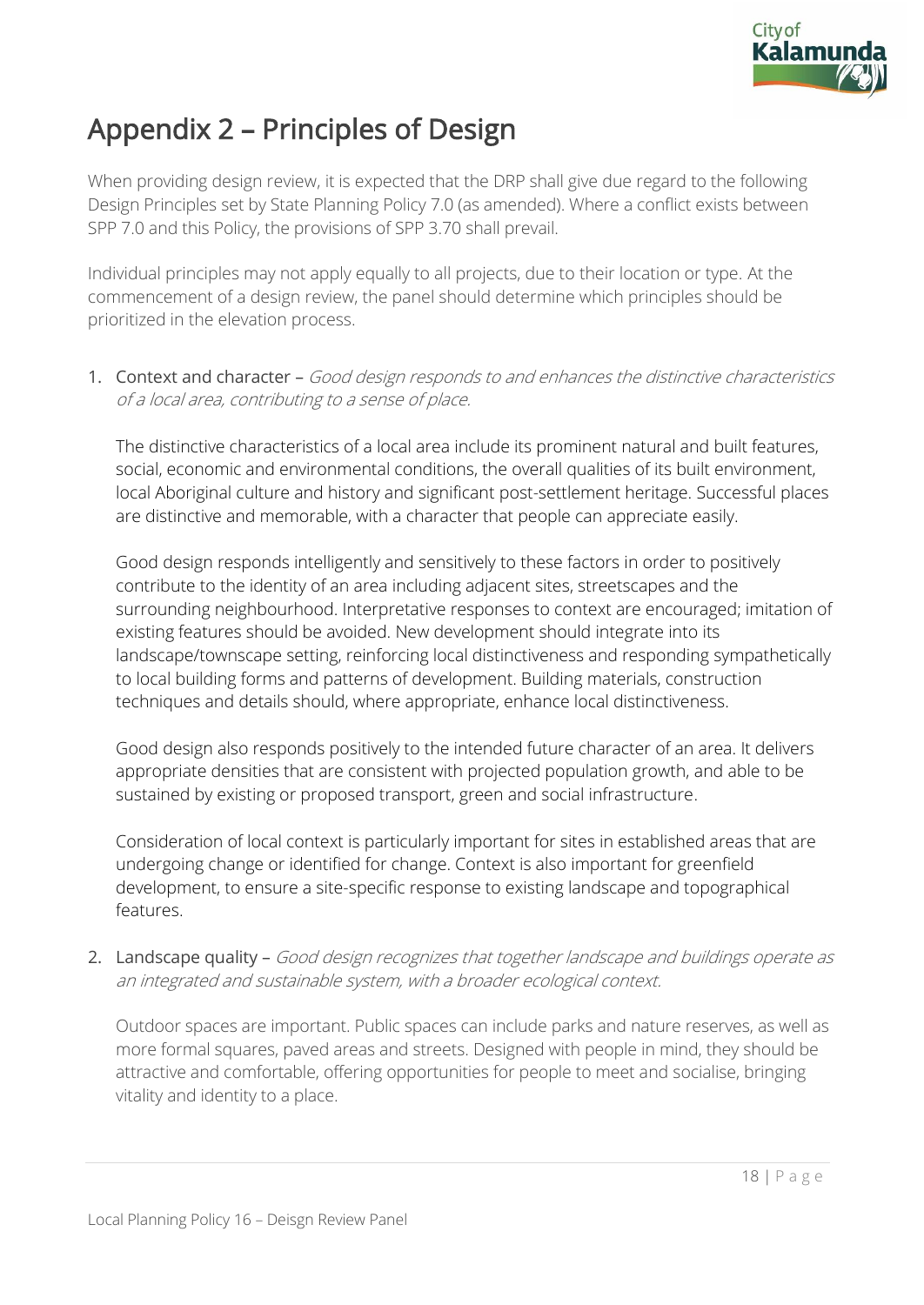# Appendix 2 – Principles of Design

When providing design review, it is expected that the DRP shall give due regard to the following Design Principles set by State Planning Policy 7.0 (as amended). Where a conflict exists between SPP 7.0 and this Policy, the provisions of SPP 3.70 shall prevail.

Individual principles may not apply equally to all projects, due to their location or type. At the commencement of a design review, the panel should determine which principles should be prioritized in the elevation process.

1. Context and character – *Good design responds to and enhances the distinctive characteristics of a local area, contributing to a sense of place.*

   The distinctive characteristics of a local area include its prominent natural and built features, social, economic and environmental conditions, the overall qualities of its built environment, local Aboriginal culture and history and significant post-settlement heritage. Successful places are distinctive and memorable, with a character that people can appreciate easily.

   Good design responds intelligently and sensitively to these factors in order to positively contribute to the identity of an area including adjacent sites, streetscapes and the surrounding neighbourhood. Interpretative responses to context are encouraged; imitation of existing features should be avoided. New development should integrate into its landscape/townscape setting, reinforcing local distinctiveness and responding sympathetically to local building forms and patterns of development. Building materials, construction techniques and details should, where appropriate, enhance local distinctiveness.

   Good design also responds positively to the intended future character of an area. It delivers appropriate densities that are consistent with projected population growth, and able to be sustained by existing or proposed transport, green and social infrastructure.

   Consideration of local context is particularly important for sites in established areas that are undergoing change or identified for change. Context is also important for greenfield development, to ensure a site-specific response to existing landscape and topographical features.

2. Landscape quality – *Good design recognizes that together landscape and buildings operate as an integrated and sustainable system, with a broader ecological context.*

   Outdoor spaces are important. Public spaces can include parks and nature reserves, as well as more formal squares, paved areas and streets. Designed with people in mind, they should be attractive and comfortable, offering opportunities for people to meet and socialise, bringing vitality and identity to a place.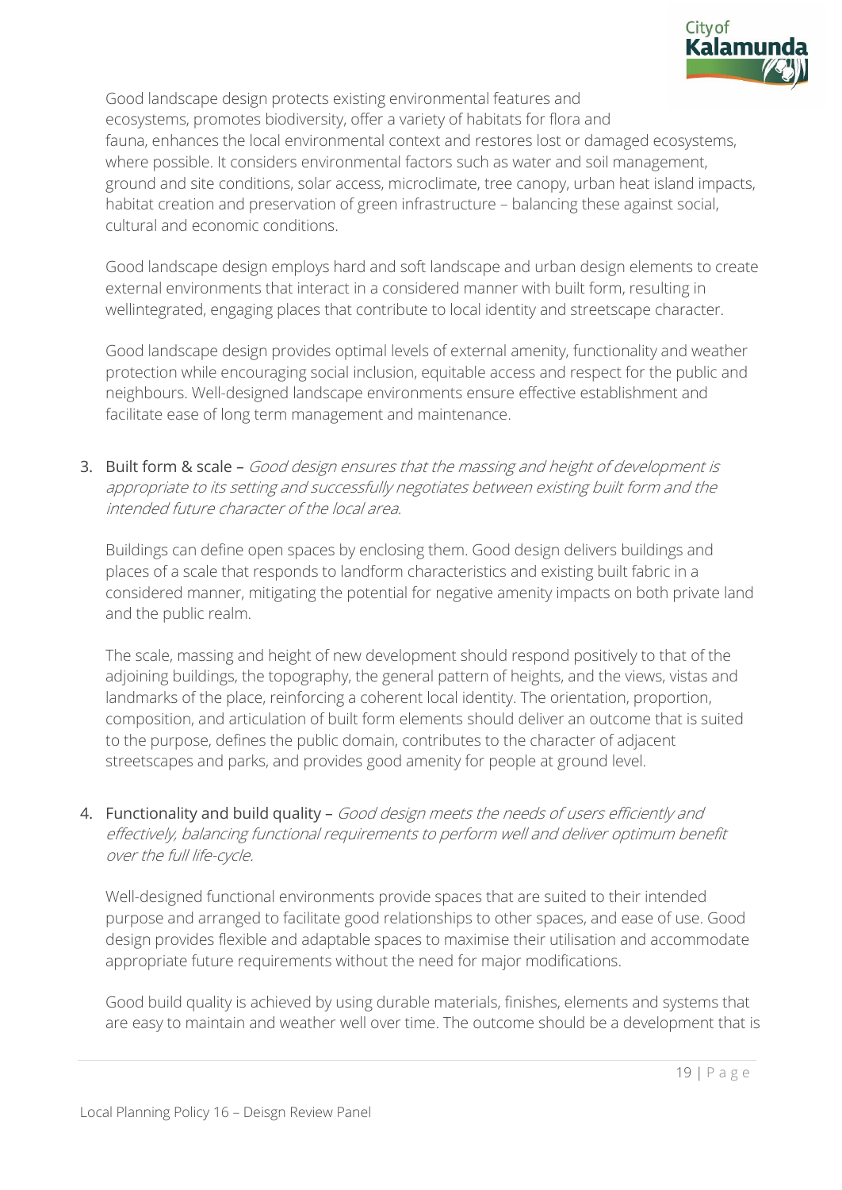Good landscape design protects existing environmental features and ecosystems, promotes biodiversity, offer a variety of habitats for flora and fauna, enhances the local environmental context and restores lost or damaged ecosystems, where possible. It considers environmental factors such as water and soil management, ground and site conditions, solar access, microclimate, tree canopy, urban heat island impacts, habitat creation and preservation of green infrastructure – balancing these against social, cultural and economic conditions.

Good landscape design employs hard and soft landscape and urban design elements to create external environments that interact in a considered manner with built form, resulting in wellintegrated, engaging places that contribute to local identity and streetscape character.

Good landscape design provides optimal levels of external amenity, functionality and weather protection while encouraging social inclusion, equitable access and respect for the public and neighbours. Well-designed landscape environments ensure effective establishment and facilitate ease of long term management and maintenance.

3. Built form & scale – *Good design ensures that the massing and height of development is appropriate to its setting and successfully negotiates between existing built form and the intended future character of the local area.*

   Buildings can define open spaces by enclosing them. Good design delivers buildings and places of a scale that responds to landform characteristics and existing built fabric in a considered manner, mitigating the potential for negative amenity impacts on both private land and the public realm.

   The scale, massing and height of new development should respond positively to that of the adjoining buildings, the topography, the general pattern of heights, and the views, vistas and landmarks of the place, reinforcing a coherent local identity. The orientation, proportion, composition, and articulation of built form elements should deliver an outcome that is suited to the purpose, defines the public domain, contributes to the character of adjacent streetscapes and parks, and provides good amenity for people at ground level.

4. Functionality and build quality – *Good design meets the needs of users efficiently and effectively, balancing functional requirements to perform well and deliver optimum benefit over the full life-cycle.*

   Well-designed functional environments provide spaces that are suited to their intended purpose and arranged to facilitate good relationships to other spaces, and ease of use. Good design provides flexible and adaptable spaces to maximise their utilisation and accommodate appropriate future requirements without the need for major modifications.

   Good build quality is achieved by using durable materials, finishes, elements and systems that are easy to maintain and weather well over time. The outcome should be a development that is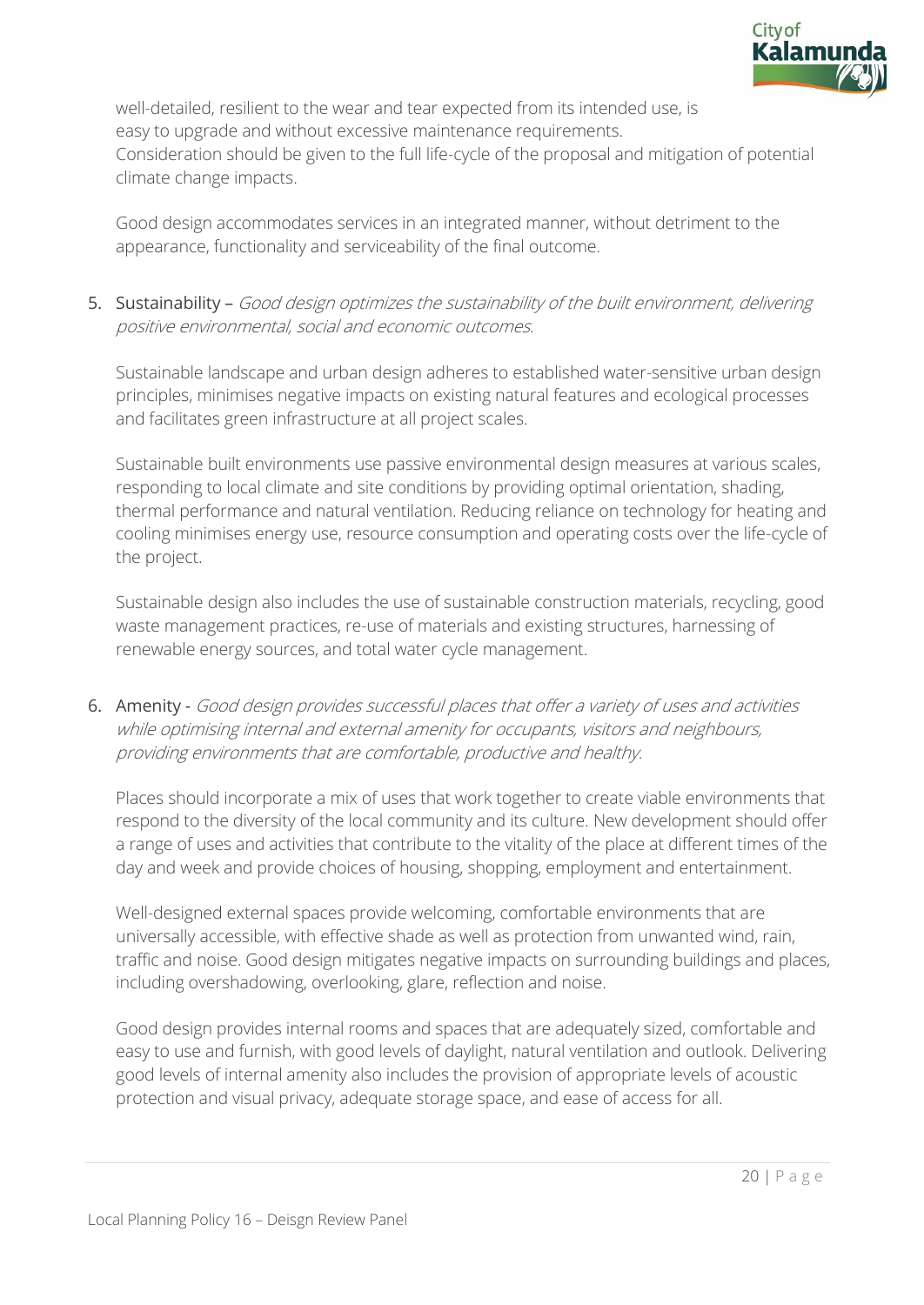well-detailed, resilient to the wear and tear expected from its intended use, is easy to upgrade and without excessive maintenance requirements.
Consideration should be given to the full life-cycle of the proposal and mitigation of potential climate change impacts.

Good design accommodates services in an integrated manner, without detriment to the appearance, functionality and serviceability of the final outcome.

5. Sustainability – *Good design optimizes the sustainability of the built environment, delivering positive environmental, social and economic outcomes.*

   Sustainable landscape and urban design adheres to established water-sensitive urban design principles, minimises negative impacts on existing natural features and ecological processes and facilitates green infrastructure at all project scales.

   Sustainable built environments use passive environmental design measures at various scales, responding to local climate and site conditions by providing optimal orientation, shading, thermal performance and natural ventilation. Reducing reliance on technology for heating and cooling minimises energy use, resource consumption and operating costs over the life-cycle of the project.

   Sustainable design also includes the use of sustainable construction materials, recycling, good waste management practices, re-use of materials and existing structures, harnessing of renewable energy sources, and total water cycle management.

6. Amenity - *Good design provides successful places that offer a variety of uses and activities while optimising internal and external amenity for occupants, visitors and neighbours, providing environments that are comfortable, productive and healthy.*

   Places should incorporate a mix of uses that work together to create viable environments that respond to the diversity of the local community and its culture. New development should offer a range of uses and activities that contribute to the vitality of the place at different times of the day and week and provide choices of housing, shopping, employment and entertainment.

   Well-designed external spaces provide welcoming, comfortable environments that are universally accessible, with effective shade as well as protection from unwanted wind, rain, traffic and noise. Good design mitigates negative impacts on surrounding buildings and places, including overshadowing, overlooking, glare, reflection and noise.

   Good design provides internal rooms and spaces that are adequately sized, comfortable and easy to use and furnish, with good levels of daylight, natural ventilation and outlook. Delivering good levels of internal amenity also includes the provision of appropriate levels of acoustic protection and visual privacy, adequate storage space, and ease of access for all.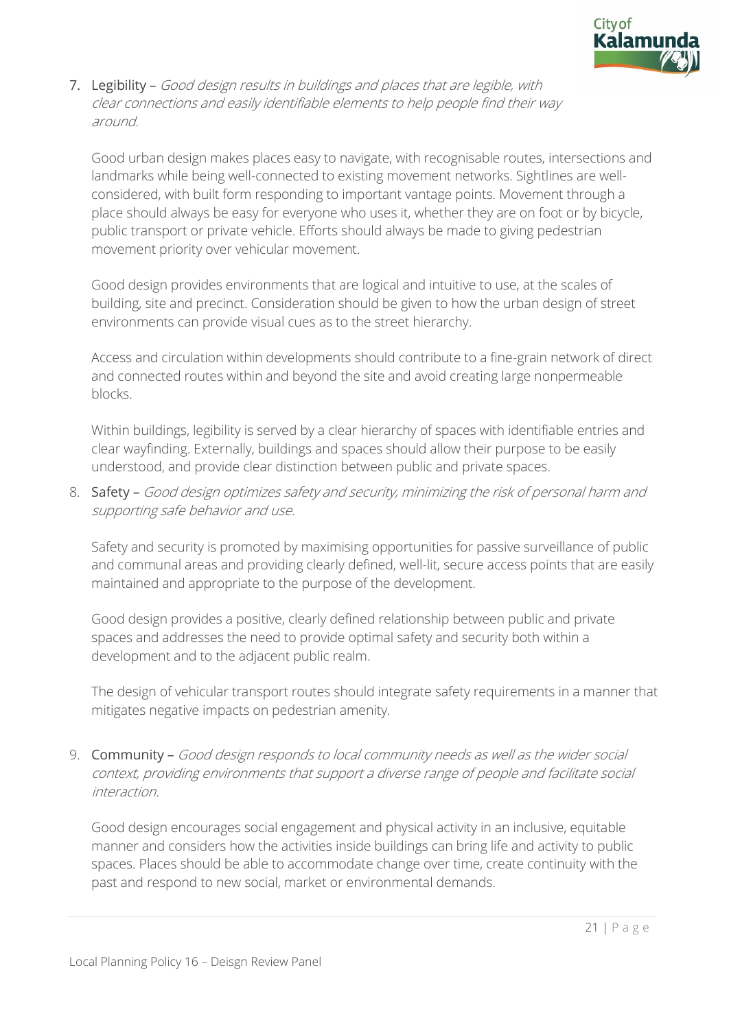7. Legibility – *Good design results in buildings and places that are legible, with clear connections and easily identifiable elements to help people find their way around.*

   Good urban design makes places easy to navigate, with recognisable routes, intersections and landmarks while being well-connected to existing movement networks. Sightlines are well-considered, with built form responding to important vantage points. Movement through a place should always be easy for everyone who uses it, whether they are on foot or by bicycle, public transport or private vehicle. Efforts should always be made to giving pedestrian movement priority over vehicular movement.

   Good design provides environments that are logical and intuitive to use, at the scales of building, site and precinct. Consideration should be given to how the urban design of street environments can provide visual cues as to the street hierarchy.

   Access and circulation within developments should contribute to a fine-grain network of direct and connected routes within and beyond the site and avoid creating large nonpermeable blocks.

   Within buildings, legibility is served by a clear hierarchy of spaces with identifiable entries and clear wayfinding. Externally, buildings and spaces should allow their purpose to be easily understood, and provide clear distinction between public and private spaces.

8. Safety – *Good design optimizes safety and security, minimizing the risk of personal harm and supporting safe behavior and use.*

   Safety and security is promoted by maximising opportunities for passive surveillance of public and communal areas and providing clearly defined, well-lit, secure access points that are easily maintained and appropriate to the purpose of the development.

   Good design provides a positive, clearly defined relationship between public and private spaces and addresses the need to provide optimal safety and security both within a development and to the adjacent public realm.

   The design of vehicular transport routes should integrate safety requirements in a manner that mitigates negative impacts on pedestrian amenity.

9. Community – *Good design responds to local community needs as well as the wider social context, providing environments that support a diverse range of people and facilitate social interaction.*

   Good design encourages social engagement and physical activity in an inclusive, equitable manner and considers how the activities inside buildings can bring life and activity to public spaces. Places should be able to accommodate change over time, create continuity with the past and respond to new social, market or environmental demands.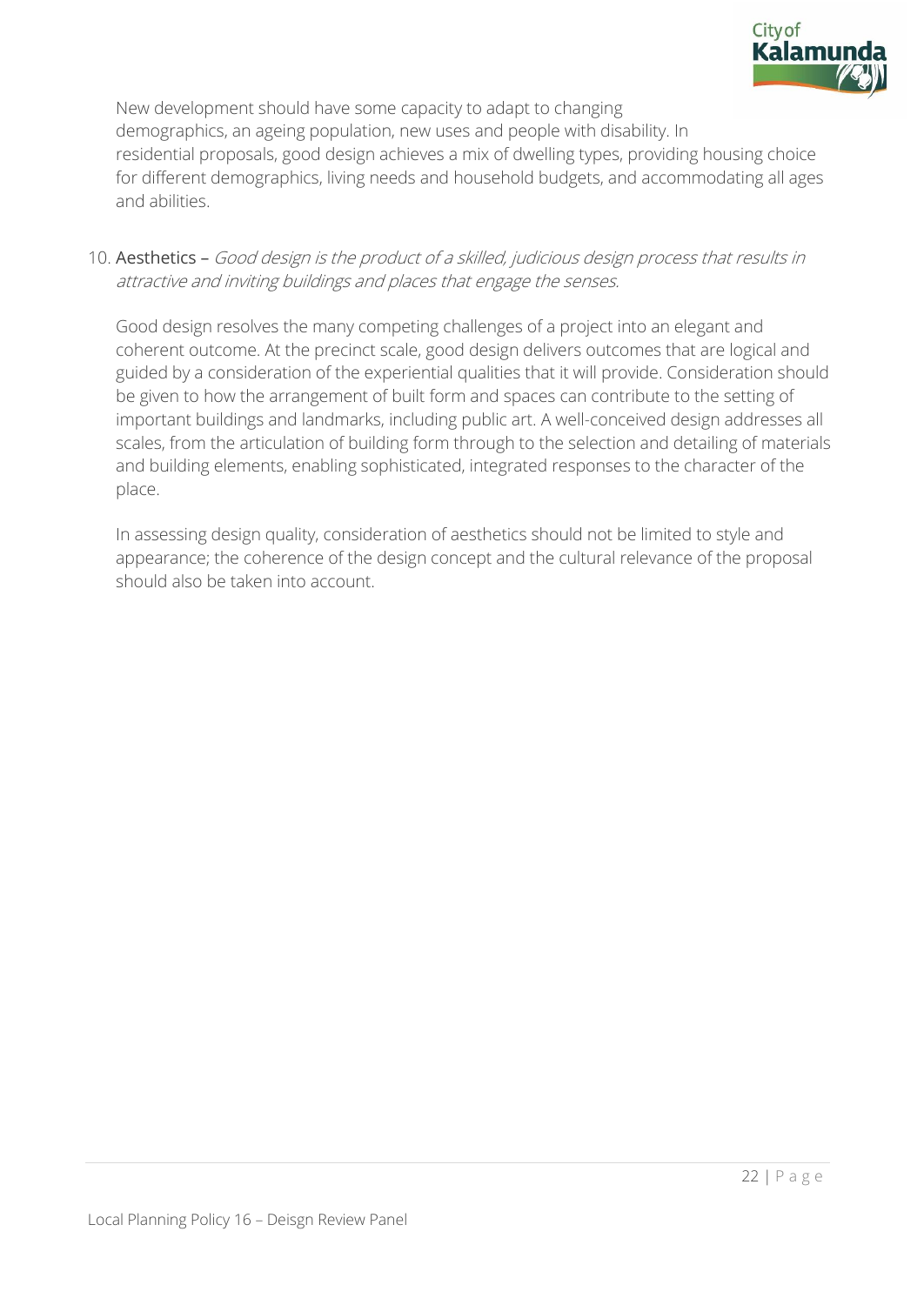New development should have some capacity to adapt to changing demographics, an ageing population, new uses and people with disability. In residential proposals, good design achieves a mix of dwelling types, providing housing choice for different demographics, living needs and household budgets, and accommodating all ages and abilities.

10. Aesthetics – *Good design is the product of a skilled, judicious design process that results in attractive and inviting buildings and places that engage the senses.*

    Good design resolves the many competing challenges of a project into an elegant and coherent outcome. At the precinct scale, good design delivers outcomes that are logical and guided by a consideration of the experiential qualities that it will provide. Consideration should be given to how the arrangement of built form and spaces can contribute to the setting of important buildings and landmarks, including public art. A well-conceived design addresses all scales, from the articulation of building form through to the selection and detailing of materials and building elements, enabling sophisticated, integrated responses to the character of the place.

    In assessing design quality, consideration of aesthetics should not be limited to style and appearance; the coherence of the design concept and the cultural relevance of the proposal should also be taken into account.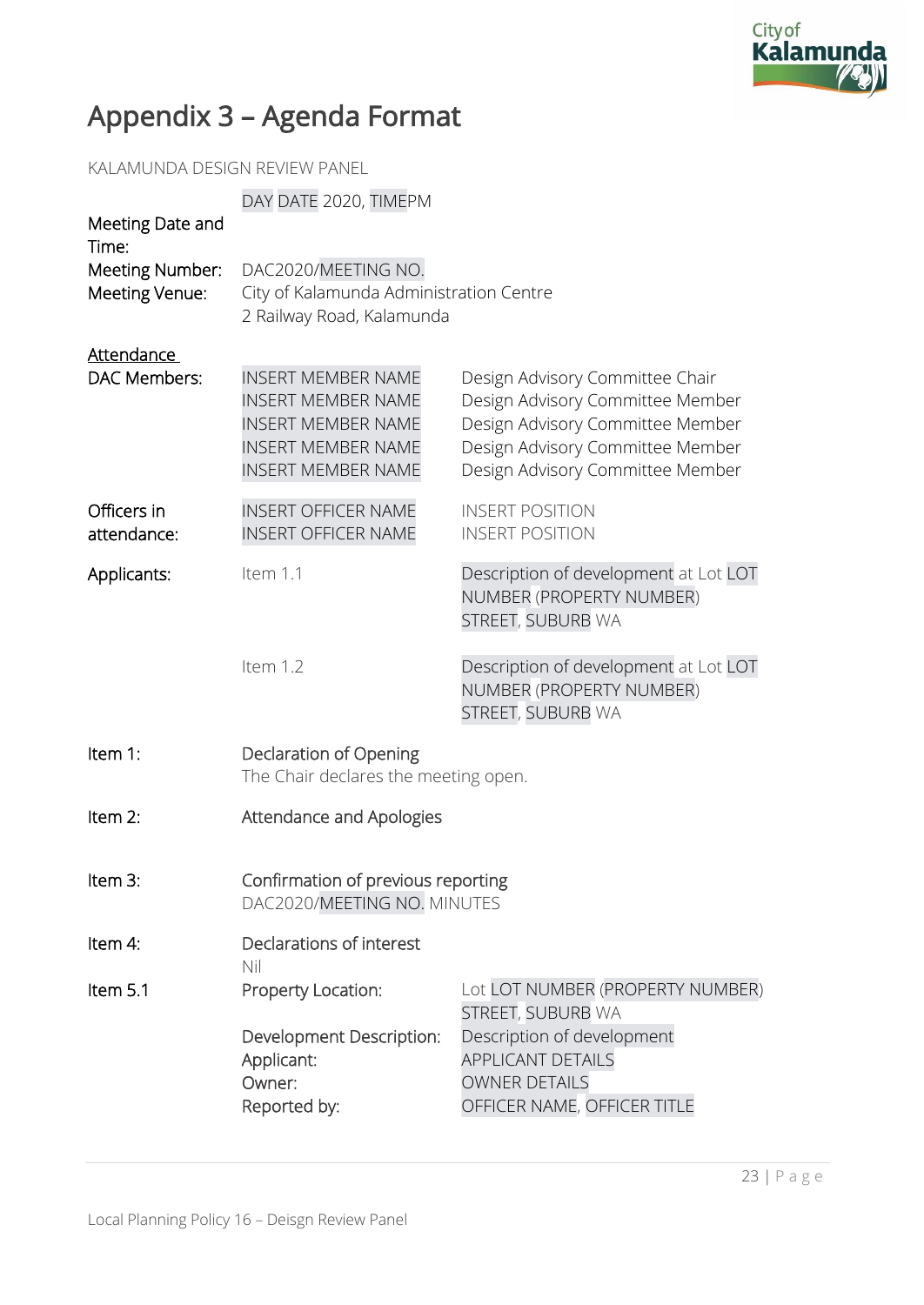# Appendix 3 – Agenda Format

KALAMUNDA DESIGN REVIEW PANEL

| | | |
|---|---|---|
| Meeting Date and Time: | DAY DATE 2020, TIMEPM | |
| Meeting Number: | DAC2020/MEETING NO. | |
| Meeting Venue: | City of Kalamunda Administration Centre<br>2 Railway Road, Kalamunda | |
| <u>Attendance</u><br>DAC Members: | INSERT MEMBER NAME<br>INSERT MEMBER NAME<br>INSERT MEMBER NAME<br>INSERT MEMBER NAME<br>INSERT MEMBER NAME | Design Advisory Committee Chair<br>Design Advisory Committee Member<br>Design Advisory Committee Member<br>Design Advisory Committee Member<br>Design Advisory Committee Member |
| Officers in attendance: | INSERT OFFICER NAME<br>INSERT OFFICER NAME | INSERT POSITION<br>INSERT POSITION |
| Applicants: | Item 1.1 | Description of development at Lot LOT NUMBER (PROPERTY NUMBER) STREET, SUBURB WA |
| | Item 1.2 | Description of development at Lot LOT NUMBER (PROPERTY NUMBER) STREET, SUBURB WA |
| Item 1: | Declaration of Opening<br>The Chair declares the meeting open. | |
| Item 2: | Attendance and Apologies | |
| Item 3: | Confirmation of previous reporting<br>DAC2020/MEETING NO. MINUTES | |
| Item 4: | Declarations of interest<br>Nil | |
| Item 5.1 | Property Location: | Lot LOT NUMBER (PROPERTY NUMBER) STREET, SUBURB WA |
| | Development Description: | Description of development |
| | Applicant: | APPLICANT DETAILS |
| | Owner: | OWNER DETAILS |
| | Reported by: | OFFICER NAME, OFFICER TITLE |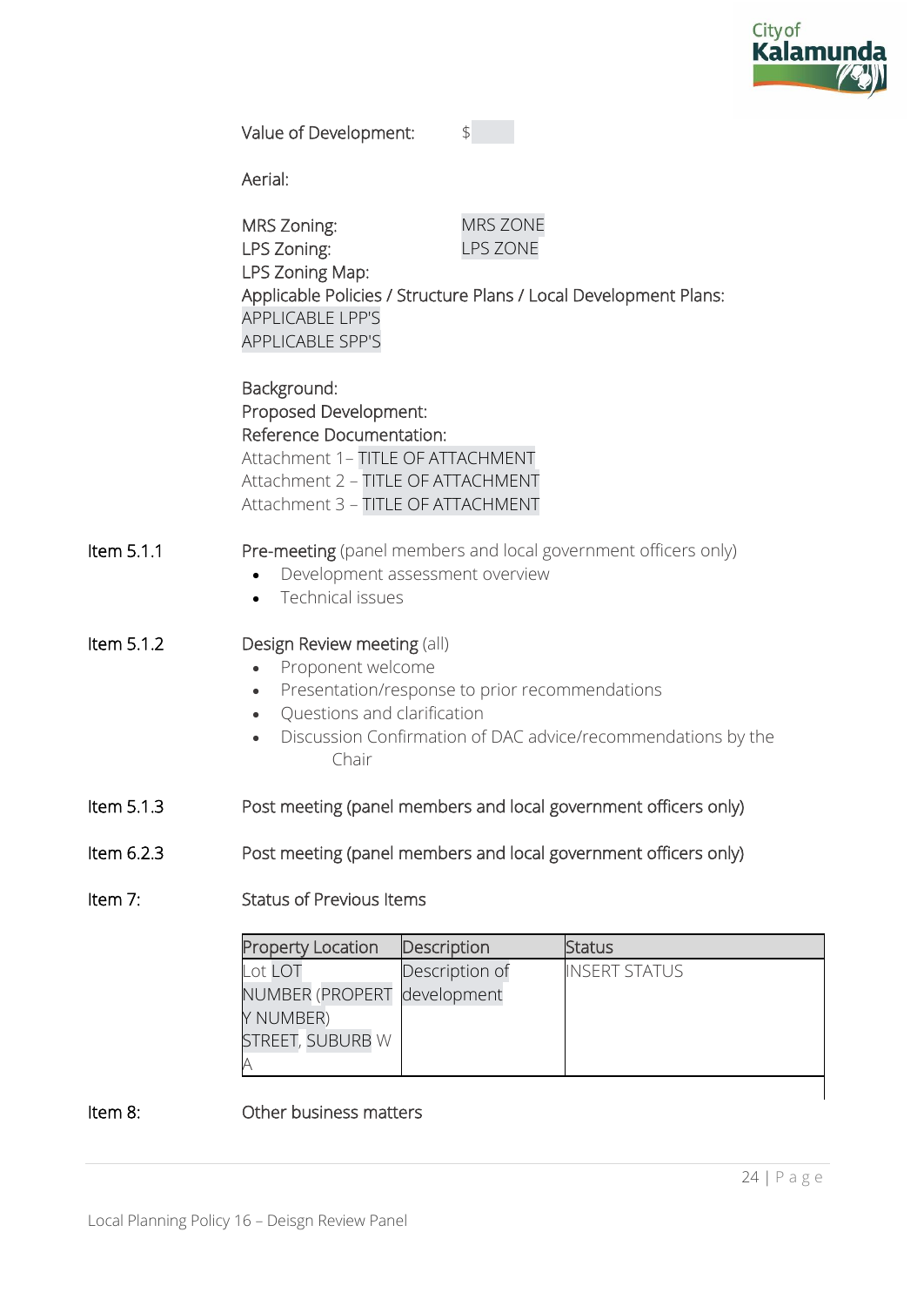Value of Development: $

Aerial:

MRS Zoning: MRS ZONE
LPS Zoning: LPS ZONE
LPS Zoning Map:
Applicable Policies / Structure Plans / Local Development Plans:
APPLICABLE LPP'S
APPLICABLE SPP'S

Background:
Proposed Development:
Reference Documentation:
Attachment 1– TITLE OF ATTACHMENT
Attachment 2 – TITLE OF ATTACHMENT
Attachment 3 – TITLE OF ATTACHMENT

**Item 5.1.1** Pre-meeting (panel members and local government officers only)

- Development assessment overview
- Technical issues

**Item 5.1.2** Design Review meeting (all)

- Proponent welcome
- Presentation/response to prior recommendations
- Questions and clarification
- Discussion Confirmation of DAC advice/recommendations by the Chair

**Item 5.1.3** Post meeting (panel members and local government officers only)

**Item 6.2.3** Post meeting (panel members and local government officers only)

**Item 7:** Status of Previous Items

| Property Location | Description | Status |
|---|---|---|
| Lot LOT NUMBER (PROPERTY NUMBER) STREET, SUBURB WA | Description of development | INSERT STATUS |

**Item 8:** Other business matters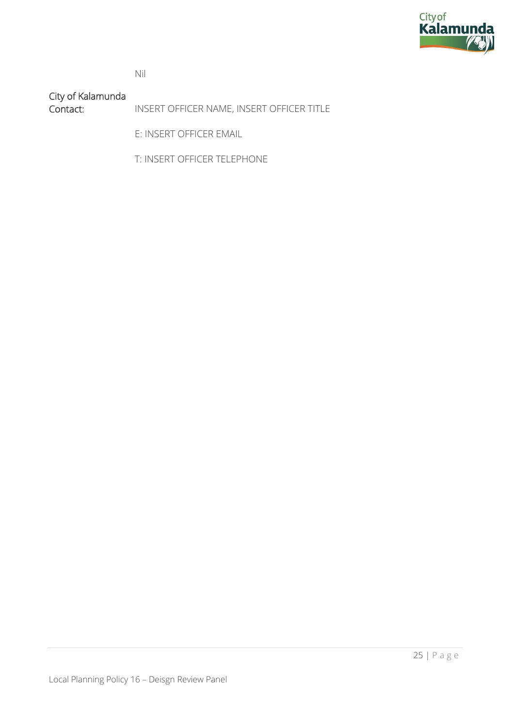Nil

| | |
|---|---|
| City of Kalamunda Contact: | INSERT OFFICER NAME, INSERT OFFICER TITLE |
| | E: INSERT OFFICER EMAIL |
| | T: INSERT OFFICER TELEPHONE |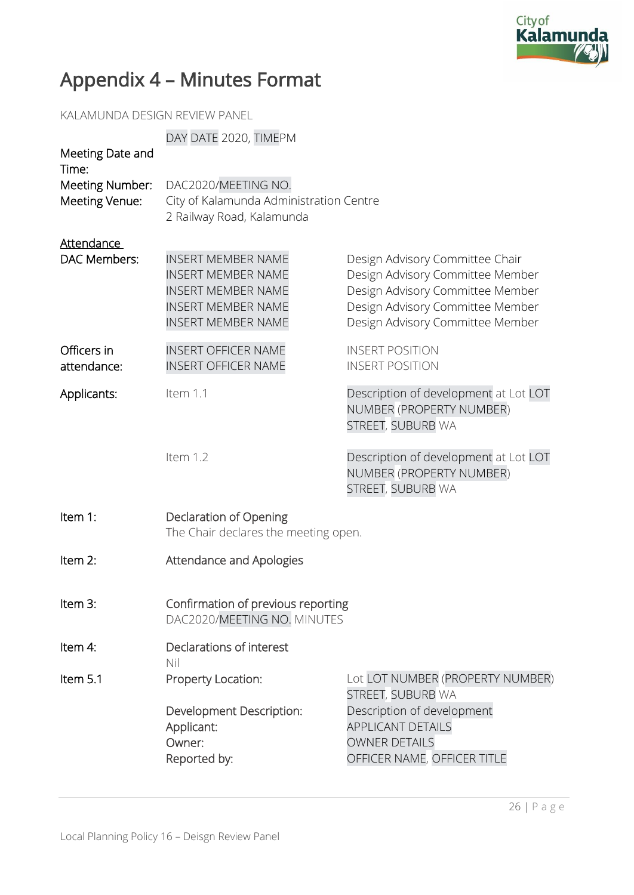# Appendix 4 – Minutes Format

KALAMUNDA DESIGN REVIEW PANEL

| | | |
|---|---|---|
| Meeting Date and Time: | DAY DATE 2020, TIMEPM | |
| Meeting Number: | DAC2020/MEETING NO. | |
| Meeting Venue: | City of Kalamunda Administration Centre<br>2 Railway Road, Kalamunda | |
| <u>Attendance</u><br>DAC Members: | INSERT MEMBER NAME<br>INSERT MEMBER NAME<br>INSERT MEMBER NAME<br>INSERT MEMBER NAME<br>INSERT MEMBER NAME | Design Advisory Committee Chair<br>Design Advisory Committee Member<br>Design Advisory Committee Member<br>Design Advisory Committee Member<br>Design Advisory Committee Member |
| Officers in attendance: | INSERT OFFICER NAME<br>INSERT OFFICER NAME | INSERT POSITION<br>INSERT POSITION |
| Applicants: | Item 1.1 | Description of development at Lot LOT NUMBER (PROPERTY NUMBER) STREET, SUBURB WA |
| | Item 1.2 | Description of development at Lot LOT NUMBER (PROPERTY NUMBER) STREET, SUBURB WA |
| Item 1: | Declaration of Opening<br>The Chair declares the meeting open. | |
| Item 2: | Attendance and Apologies | |
| Item 3: | Confirmation of previous reporting<br>DAC2020/MEETING NO. MINUTES | |
| Item 4: | Declarations of interest<br>Nil | |
| Item 5.1 | Property Location: | Lot LOT NUMBER (PROPERTY NUMBER) STREET, SUBURB WA |
| | Development Description: | Description of development |
| | Applicant: | APPLICANT DETAILS |
| | Owner: | OWNER DETAILS |
| | Reported by: | OFFICER NAME, OFFICER TITLE |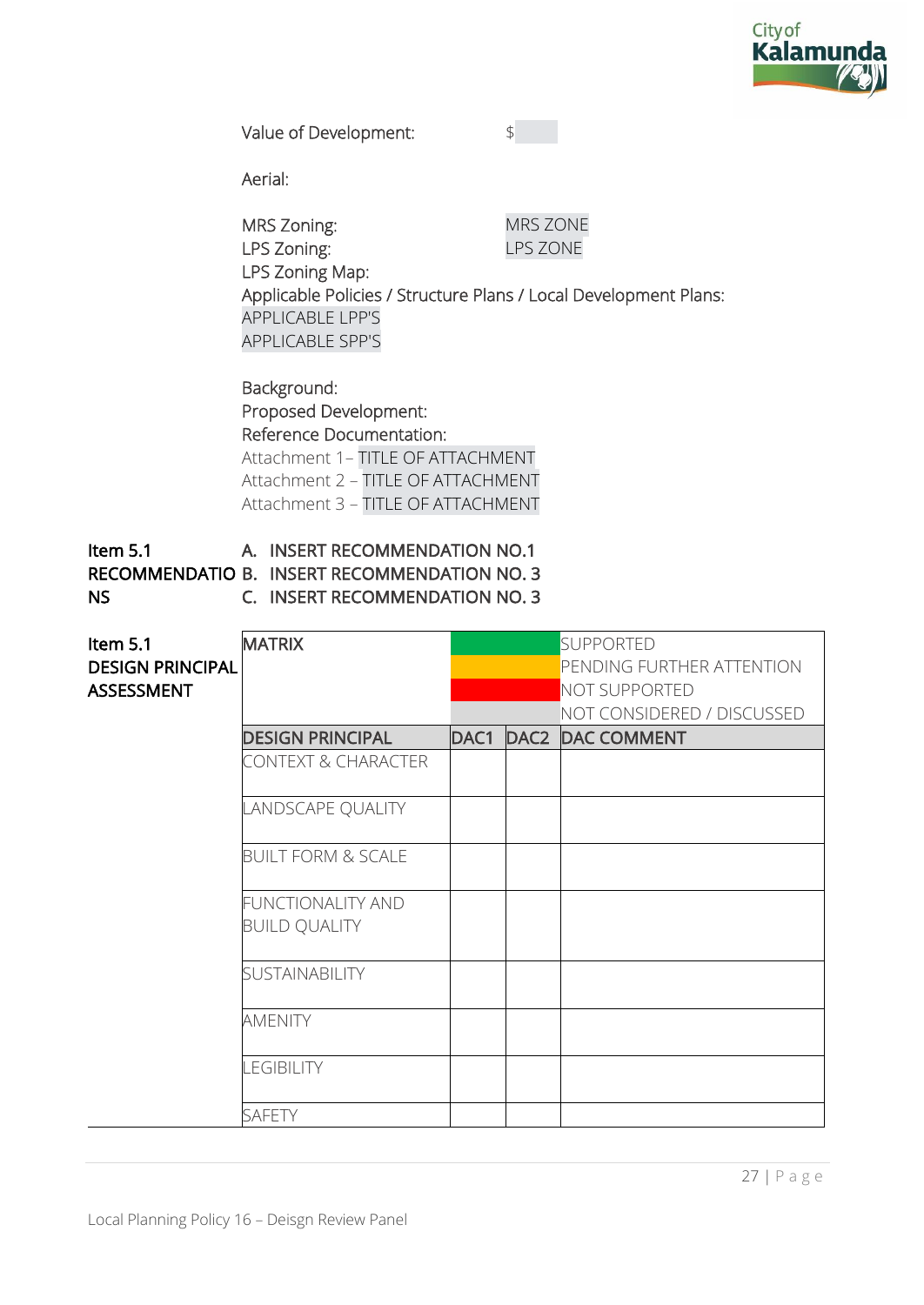Value of Development: $

Aerial:

MRS Zoning: MRS ZONE
LPS Zoning: LPS ZONE
LPS Zoning Map:
Applicable Policies / Structure Plans / Local Development Plans:
APPLICABLE LPP'S
APPLICABLE SPP'S

Background:
Proposed Development:
Reference Documentation:
Attachment 1– TITLE OF ATTACHMENT
Attachment 2 – TITLE OF ATTACHMENT
Attachment 3 – TITLE OF ATTACHMENT

**Item 5.1 RECOMMENDATIONS**

**A. INSERT RECOMMENDATION NO.1**
**B. INSERT RECOMMENDATION NO. 3**
**C. INSERT RECOMMENDATION NO. 3**

**Item 5.1 DESIGN PRINCIPAL ASSESSMENT**

| **MATRIX** | | | |
|---|---|---|---|
| | (green) | | SUPPORTED |
| | (amber) | | PENDING FURTHER ATTENTION |
| | (red) | | NOT SUPPORTED |
| | (grey) | | NOT CONSIDERED / DISCUSSED |
| **DESIGN PRINCIPAL** | **DAC1** | **DAC2** | **DAC COMMENT** |
| CONTEXT & CHARACTER | | | |
| LANDSCAPE QUALITY | | | |
| BUILT FORM & SCALE | | | |
| FUNCTIONALITY AND BUILD QUALITY | | | |
| SUSTAINABILITY | | | |
| AMENITY | | | |
| LEGIBILITY | | | |
| SAFETY | | | |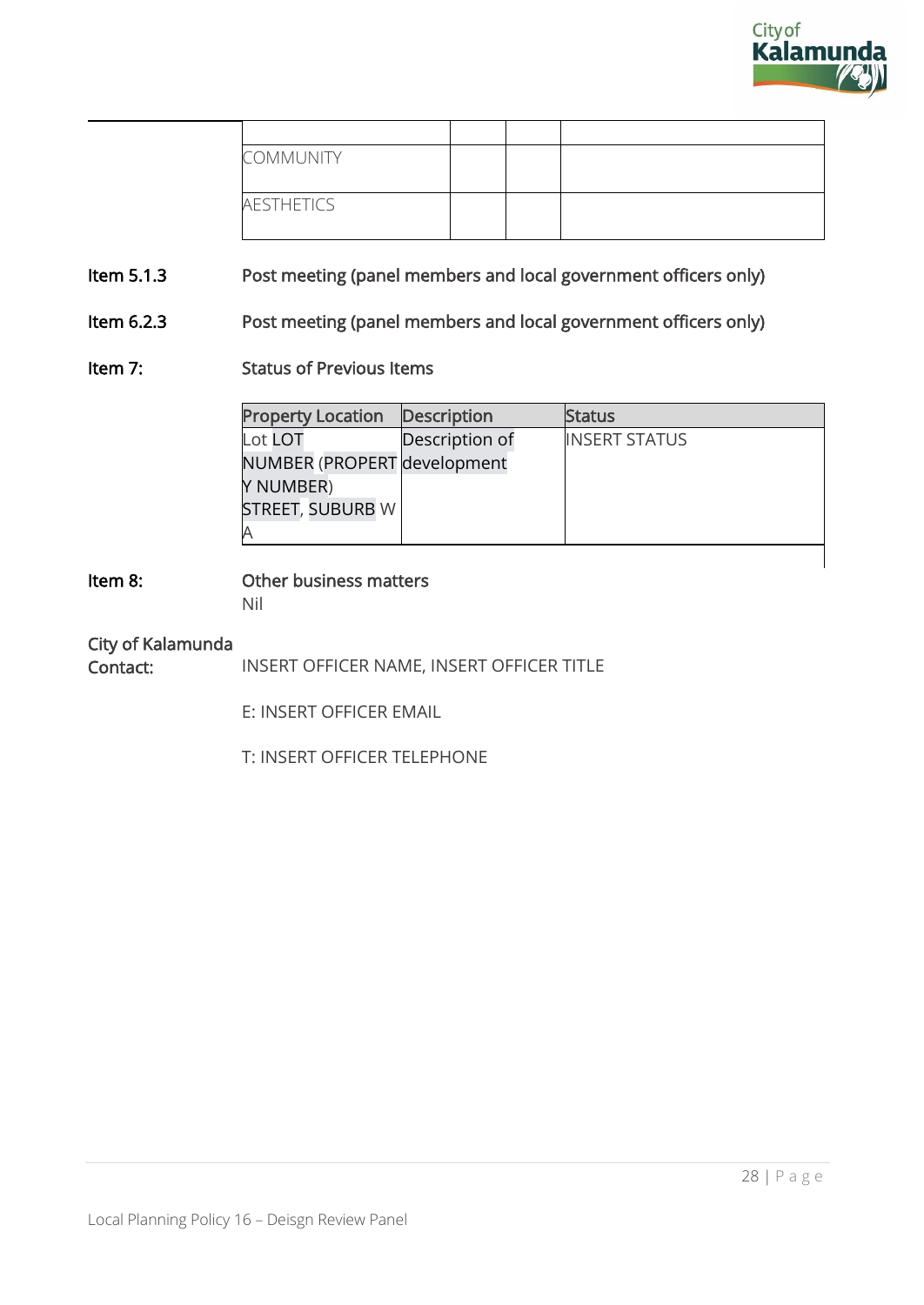| | | | |
|---|---|---|---|
| | | | |
| COMMUNITY | | | |
| AESTHETICS | | | |

**Item 5.1.3** **Post meeting (panel members and local government officers only)**

**Item 6.2.3** **Post meeting (panel members and local government officers only)**

**Item 7:** **Status of Previous Items**

| Property Location | Description | Status |
|---|---|---|
| Lot LOT NUMBER (PROPERTY NUMBER) STREET, SUBURB WA | Description of development | INSERT STATUS |

**Item 8:** **Other business matters**

Nil

**City of Kalamunda Contact:** INSERT OFFICER NAME, INSERT OFFICER TITLE

E: INSERT OFFICER EMAIL

T: INSERT OFFICER TELEPHONE